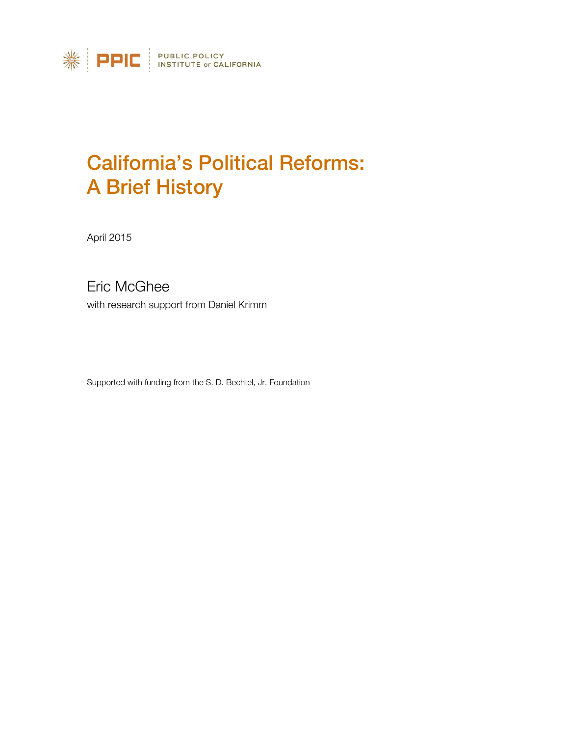PPIC | PUBLIC POLICY INSTITUTE OF CALIFORNIA

# California's Political Reforms: A Brief History

April 2015

Eric McGhee

with research support from Daniel Krimm

Supported with funding from the S. D. Bechtel, Jr. Foundation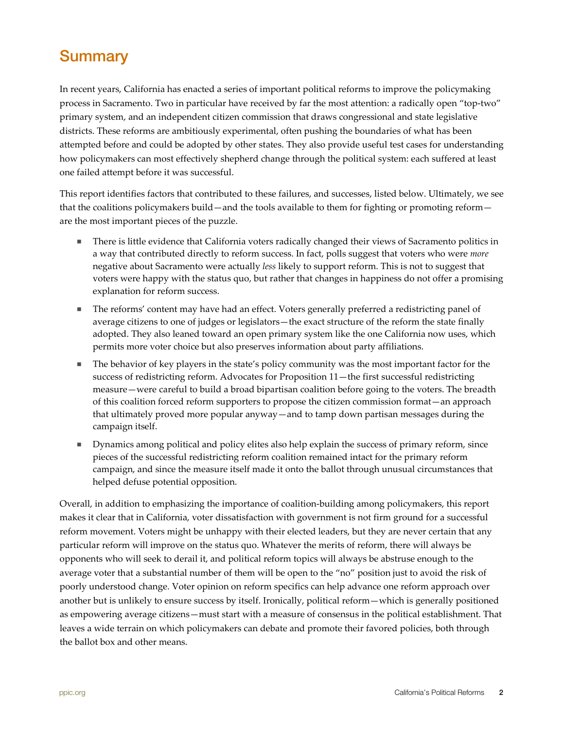# Summary

In recent years, California has enacted a series of important political reforms to improve the policymaking process in Sacramento. Two in particular have received by far the most attention: a radically open "top-two" primary system, and an independent citizen commission that draws congressional and state legislative districts. These reforms are ambitiously experimental, often pushing the boundaries of what has been attempted before and could be adopted by other states. They also provide useful test cases for understanding how policymakers can most effectively shepherd change through the political system: each suffered at least one failed attempt before it was successful.

This report identifies factors that contributed to these failures, and successes, listed below. Ultimately, we see that the coalitions policymakers build—and the tools available to them for fighting or promoting reform—are the most important pieces of the puzzle.

- There is little evidence that California voters radically changed their views of Sacramento politics in a way that contributed directly to reform success. In fact, polls suggest that voters who were *more* negative about Sacramento were actually *less* likely to support reform. This is not to suggest that voters were happy with the status quo, but rather that changes in happiness do not offer a promising explanation for reform success.
- The reforms' content may have had an effect. Voters generally preferred a redistricting panel of average citizens to one of judges or legislators—the exact structure of the reform the state finally adopted. They also leaned toward an open primary system like the one California now uses, which permits more voter choice but also preserves information about party affiliations.
- The behavior of key players in the state's policy community was the most important factor for the success of redistricting reform. Advocates for Proposition 11—the first successful redistricting measure—were careful to build a broad bipartisan coalition before going to the voters. The breadth of this coalition forced reform supporters to propose the citizen commission format—an approach that ultimately proved more popular anyway—and to tamp down partisan messages during the campaign itself.
- Dynamics among political and policy elites also help explain the success of primary reform, since pieces of the successful redistricting reform coalition remained intact for the primary reform campaign, and since the measure itself made it onto the ballot through unusual circumstances that helped defuse potential opposition.

Overall, in addition to emphasizing the importance of coalition-building among policymakers, this report makes it clear that in California, voter dissatisfaction with government is not firm ground for a successful reform movement. Voters might be unhappy with their elected leaders, but they are never certain that any particular reform will improve on the status quo. Whatever the merits of reform, there will always be opponents who will seek to derail it, and political reform topics will always be abstruse enough to the average voter that a substantial number of them will be open to the "no" position just to avoid the risk of poorly understood change. Voter opinion on reform specifics can help advance one reform approach over another but is unlikely to ensure success by itself. Ironically, political reform—which is generally positioned as empowering average citizens—must start with a measure of consensus in the political establishment. That leaves a wide terrain on which policymakers can debate and promote their favored policies, both through the ballot box and other means.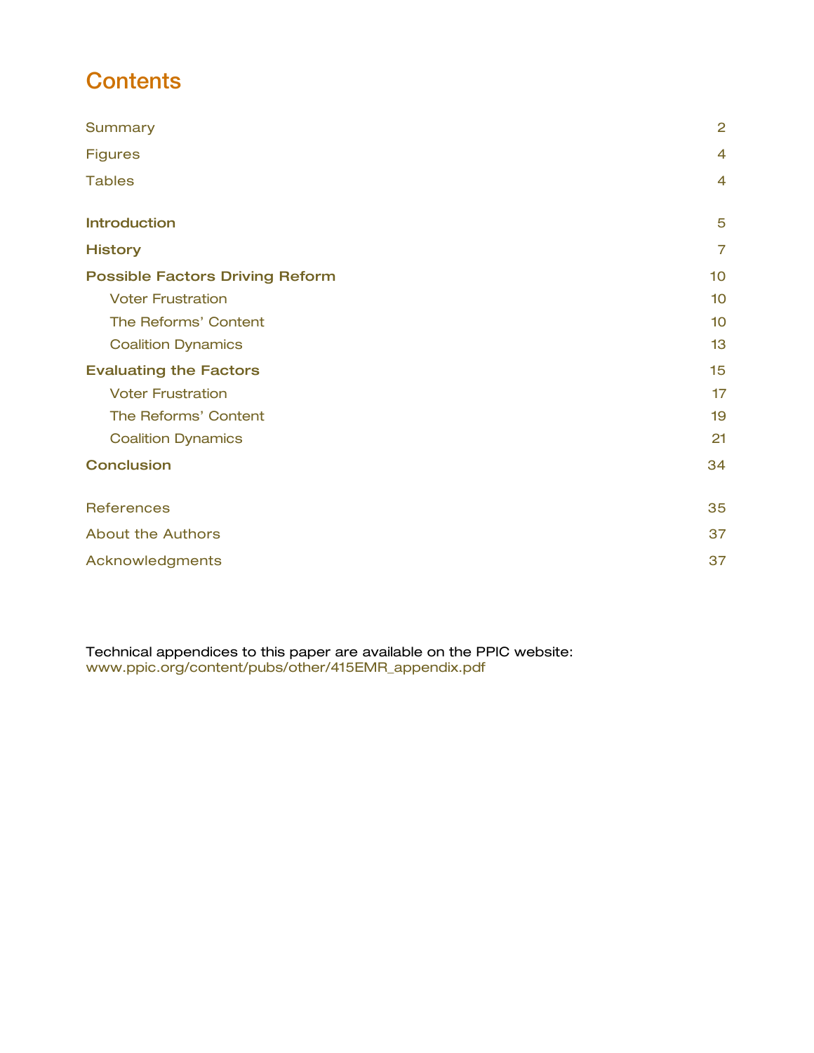# Contents

| | |
|---|---|
| Summary | 2 |
| Figures | 4 |
| Tables | 4 |
| **Introduction** | 5 |
| **History** | 7 |
| **Possible Factors Driving Reform** | 10 |
| Voter Frustration | 10 |
| The Reforms' Content | 10 |
| Coalition Dynamics | 13 |
| **Evaluating the Factors** | 15 |
| Voter Frustration | 17 |
| The Reforms' Content | 19 |
| Coalition Dynamics | 21 |
| **Conclusion** | 34 |
| References | 35 |
| About the Authors | 37 |
| Acknowledgments | 37 |

Technical appendices to this paper are available on the PPIC website:
www.ppic.org/content/pubs/other/415EMR_appendix.pdf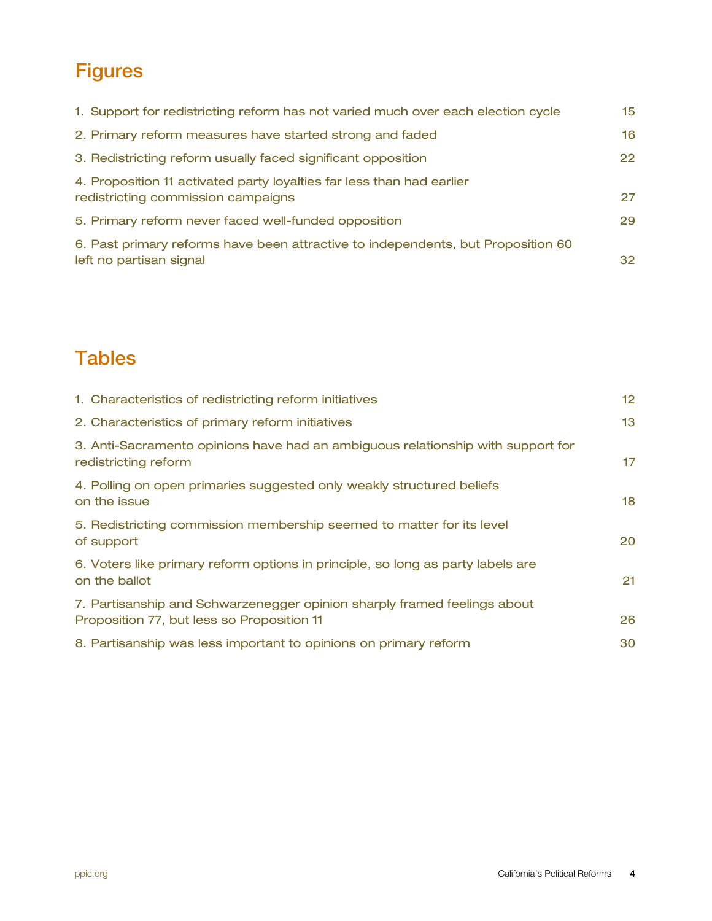## Figures

1. Support for redistricting reform has not varied much over each election cycle 15
2. Primary reform measures have started strong and faded 16
3. Redistricting reform usually faced significant opposition 22
4. Proposition 11 activated party loyalties far less than had earlier redistricting commission campaigns 27
5. Primary reform never faced well-funded opposition 29
6. Past primary reforms have been attractive to independents, but Proposition 60 left no partisan signal 32

## Tables

1. Characteristics of redistricting reform initiatives 12
2. Characteristics of primary reform initiatives 13
3. Anti-Sacramento opinions have had an ambiguous relationship with support for redistricting reform 17
4. Polling on open primaries suggested only weakly structured beliefs on the issue 18
5. Redistricting commission membership seemed to matter for its level of support 20
6. Voters like primary reform options in principle, so long as party labels are on the ballot 21
7. Partisanship and Schwarzenegger opinion sharply framed feelings about Proposition 77, but less so Proposition 11 26
8. Partisanship was less important to opinions on primary reform 30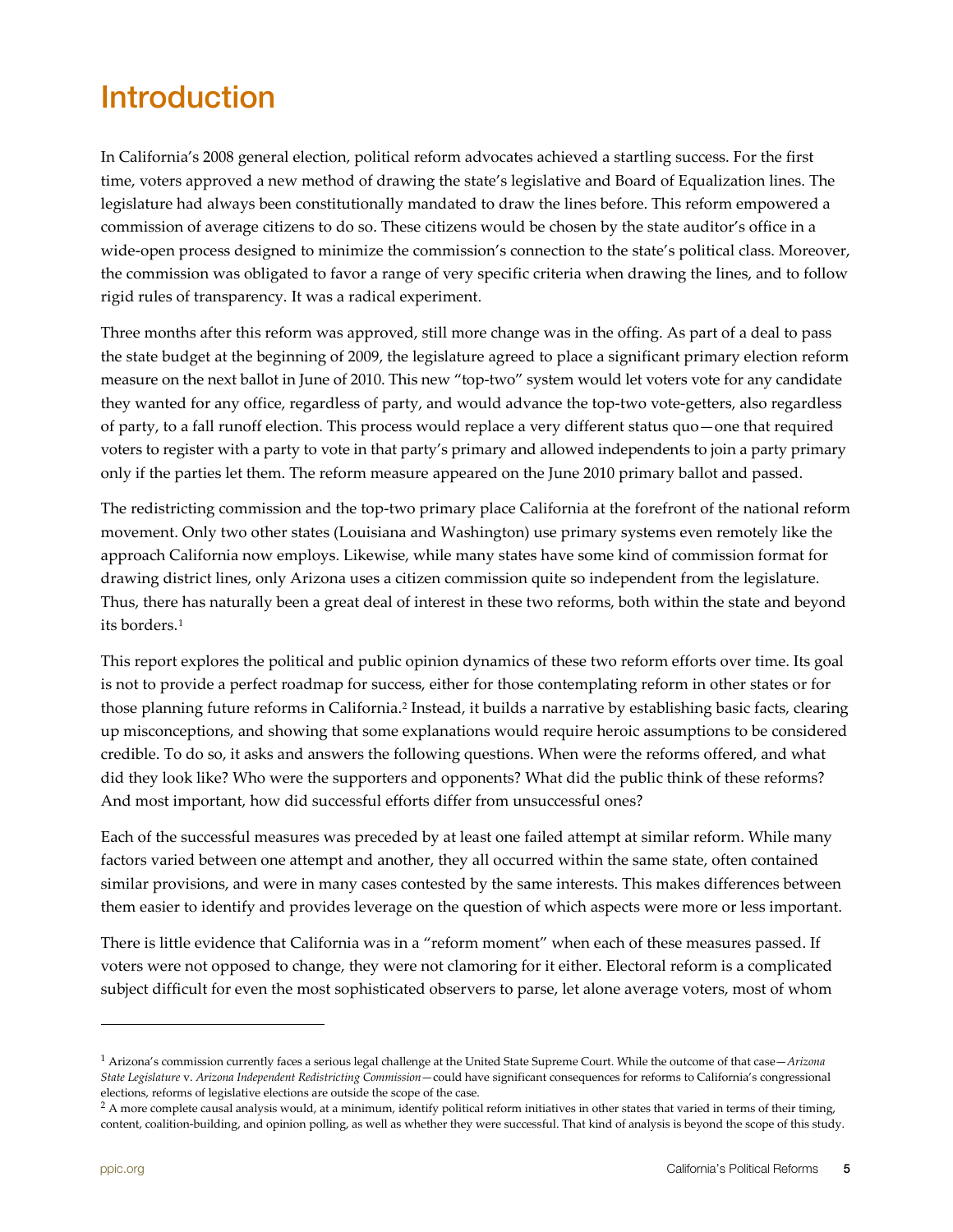# Introduction

In California's 2008 general election, political reform advocates achieved a startling success. For the first time, voters approved a new method of drawing the state's legislative and Board of Equalization lines. The legislature had always been constitutionally mandated to draw the lines before. This reform empowered a commission of average citizens to do so. These citizens would be chosen by the state auditor's office in a wide-open process designed to minimize the commission's connection to the state's political class. Moreover, the commission was obligated to favor a range of very specific criteria when drawing the lines, and to follow rigid rules of transparency. It was a radical experiment.

Three months after this reform was approved, still more change was in the offing. As part of a deal to pass the state budget at the beginning of 2009, the legislature agreed to place a significant primary election reform measure on the next ballot in June of 2010. This new "top-two" system would let voters vote for any candidate they wanted for any office, regardless of party, and would advance the top-two vote-getters, also regardless of party, to a fall runoff election. This process would replace a very different status quo—one that required voters to register with a party to vote in that party's primary and allowed independents to join a party primary only if the parties let them. The reform measure appeared on the June 2010 primary ballot and passed.

The redistricting commission and the top-two primary place California at the forefront of the national reform movement. Only two other states (Louisiana and Washington) use primary systems even remotely like the approach California now employs. Likewise, while many states have some kind of commission format for drawing district lines, only Arizona uses a citizen commission quite so independent from the legislature. Thus, there has naturally been a great deal of interest in these two reforms, both within the state and beyond its borders.[1]

This report explores the political and public opinion dynamics of these two reform efforts over time. Its goal is not to provide a perfect roadmap for success, either for those contemplating reform in other states or for those planning future reforms in California.[2] Instead, it builds a narrative by establishing basic facts, clearing up misconceptions, and showing that some explanations would require heroic assumptions to be considered credible. To do so, it asks and answers the following questions. When were the reforms offered, and what did they look like? Who were the supporters and opponents? What did the public think of these reforms? And most important, how did successful efforts differ from unsuccessful ones?

Each of the successful measures was preceded by at least one failed attempt at similar reform. While many factors varied between one attempt and another, they all occurred within the same state, often contained similar provisions, and were in many cases contested by the same interests. This makes differences between them easier to identify and provides leverage on the question of which aspects were more or less important.

There is little evidence that California was in a "reform moment" when each of these measures passed. If voters were not opposed to change, they were not clamoring for it either. Electoral reform is a complicated subject difficult for even the most sophisticated observers to parse, let alone average voters, most of whom

---

[1] Arizona's commission currently faces a serious legal challenge at the United State Supreme Court. While the outcome of that case—*Arizona State Legislature* v. *Arizona Independent Redistricting Commission*—could have significant consequences for reforms to California's congressional elections, reforms of legislative elections are outside the scope of the case.

[2] A more complete causal analysis would, at a minimum, identify political reform initiatives in other states that varied in terms of their timing, content, coalition-building, and opinion polling, as well as whether they were successful. That kind of analysis is beyond the scope of this study.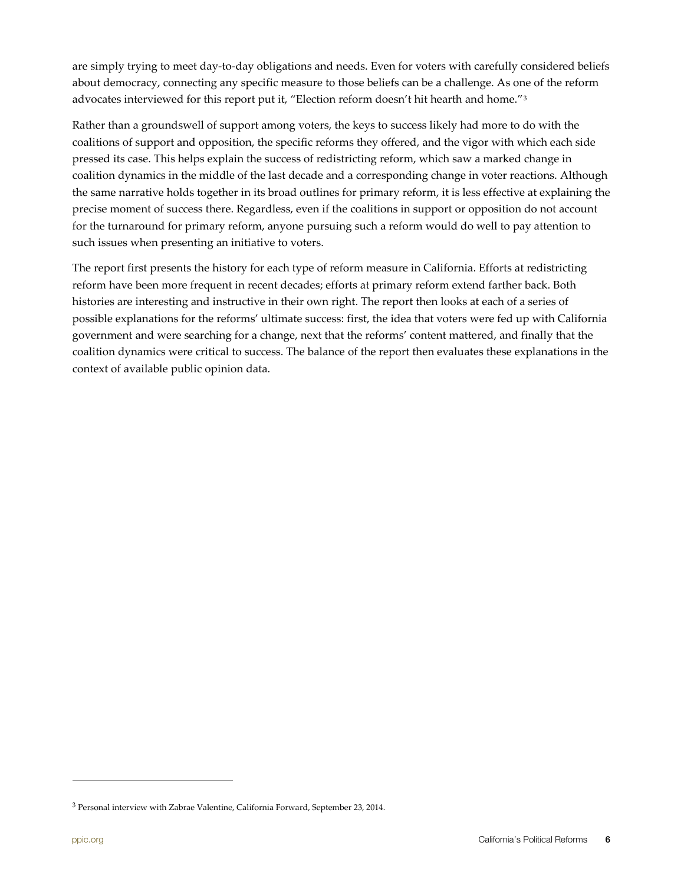are simply trying to meet day-to-day obligations and needs. Even for voters with carefully considered beliefs about democracy, connecting any specific measure to those beliefs can be a challenge. As one of the reform advocates interviewed for this report put it, "Election reform doesn't hit hearth and home."[3]

Rather than a groundswell of support among voters, the keys to success likely had more to do with the coalitions of support and opposition, the specific reforms they offered, and the vigor with which each side pressed its case. This helps explain the success of redistricting reform, which saw a marked change in coalition dynamics in the middle of the last decade and a corresponding change in voter reactions. Although the same narrative holds together in its broad outlines for primary reform, it is less effective at explaining the precise moment of success there. Regardless, even if the coalitions in support or opposition do not account for the turnaround for primary reform, anyone pursuing such a reform would do well to pay attention to such issues when presenting an initiative to voters.

The report first presents the history for each type of reform measure in California. Efforts at redistricting reform have been more frequent in recent decades; efforts at primary reform extend farther back. Both histories are interesting and instructive in their own right. The report then looks at each of a series of possible explanations for the reforms' ultimate success: first, the idea that voters were fed up with California government and were searching for a change, next that the reforms' content mattered, and finally that the coalition dynamics were critical to success. The balance of the report then evaluates these explanations in the context of available public opinion data.

---

[3] Personal interview with Zabrae Valentine, California Forward, September 23, 2014.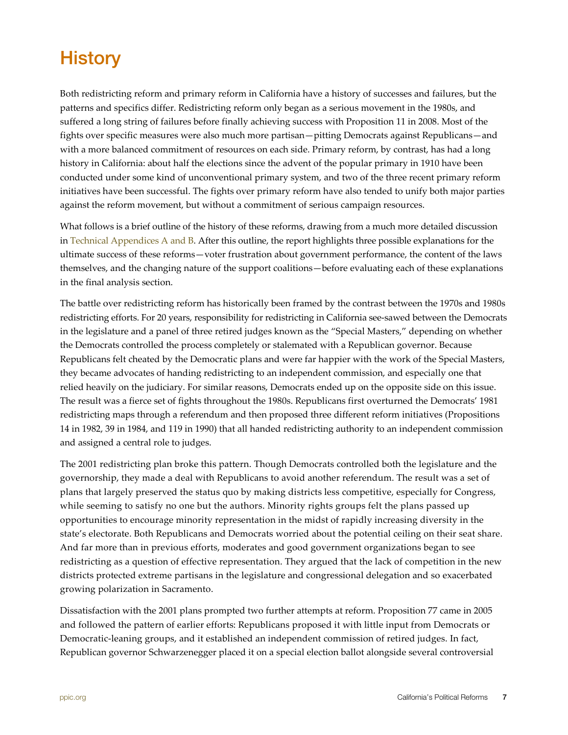# History

Both redistricting reform and primary reform in California have a history of successes and failures, but the patterns and specifics differ. Redistricting reform only began as a serious movement in the 1980s, and suffered a long string of failures before finally achieving success with Proposition 11 in 2008. Most of the fights over specific measures were also much more partisan—pitting Democrats against Republicans—and with a more balanced commitment of resources on each side. Primary reform, by contrast, has had a long history in California: about half the elections since the advent of the popular primary in 1910 have been conducted under some kind of unconventional primary system, and two of the three recent primary reform initiatives have been successful. The fights over primary reform have also tended to unify both major parties against the reform movement, but without a commitment of serious campaign resources.

What follows is a brief outline of the history of these reforms, drawing from a much more detailed discussion in Technical Appendices A and B. After this outline, the report highlights three possible explanations for the ultimate success of these reforms—voter frustration about government performance, the content of the laws themselves, and the changing nature of the support coalitions—before evaluating each of these explanations in the final analysis section.

The battle over redistricting reform has historically been framed by the contrast between the 1970s and 1980s redistricting efforts. For 20 years, responsibility for redistricting in California see-sawed between the Democrats in the legislature and a panel of three retired judges known as the "Special Masters," depending on whether the Democrats controlled the process completely or stalemated with a Republican governor. Because Republicans felt cheated by the Democratic plans and were far happier with the work of the Special Masters, they became advocates of handing redistricting to an independent commission, and especially one that relied heavily on the judiciary. For similar reasons, Democrats ended up on the opposite side on this issue. The result was a fierce set of fights throughout the 1980s. Republicans first overturned the Democrats' 1981 redistricting maps through a referendum and then proposed three different reform initiatives (Propositions 14 in 1982, 39 in 1984, and 119 in 1990) that all handed redistricting authority to an independent commission and assigned a central role to judges.

The 2001 redistricting plan broke this pattern. Though Democrats controlled both the legislature and the governorship, they made a deal with Republicans to avoid another referendum. The result was a set of plans that largely preserved the status quo by making districts less competitive, especially for Congress, while seeming to satisfy no one but the authors. Minority rights groups felt the plans passed up opportunities to encourage minority representation in the midst of rapidly increasing diversity in the state's electorate. Both Republicans and Democrats worried about the potential ceiling on their seat share. And far more than in previous efforts, moderates and good government organizations began to see redistricting as a question of effective representation. They argued that the lack of competition in the new districts protected extreme partisans in the legislature and congressional delegation and so exacerbated growing polarization in Sacramento.

Dissatisfaction with the 2001 plans prompted two further attempts at reform. Proposition 77 came in 2005 and followed the pattern of earlier efforts: Republicans proposed it with little input from Democrats or Democratic-leaning groups, and it established an independent commission of retired judges. In fact, Republican governor Schwarzenegger placed it on a special election ballot alongside several controversial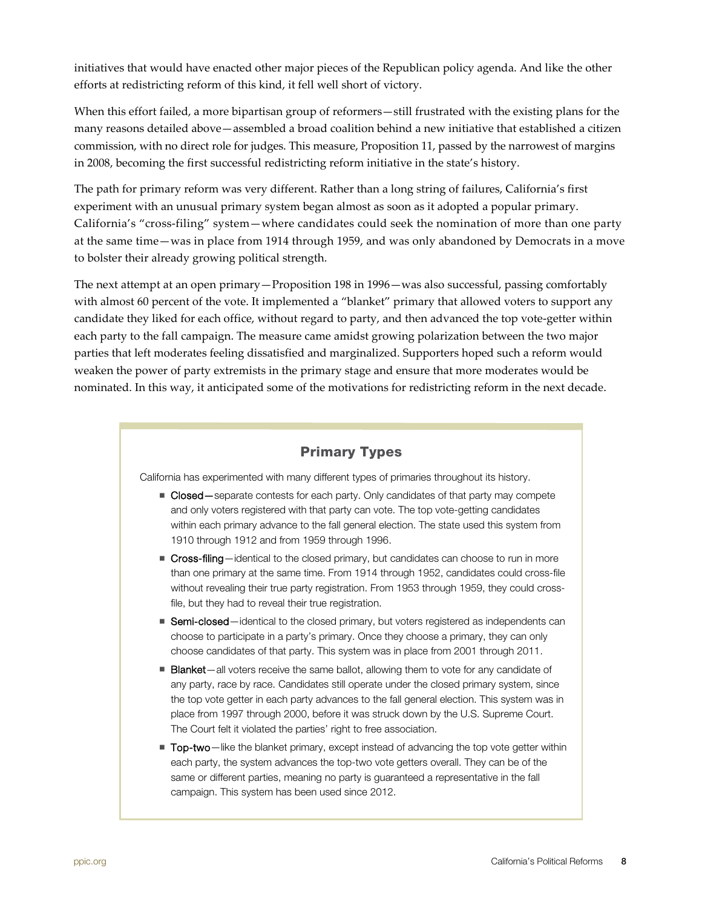initiatives that would have enacted other major pieces of the Republican policy agenda. And like the other efforts at redistricting reform of this kind, it fell well short of victory.

When this effort failed, a more bipartisan group of reformers—still frustrated with the existing plans for the many reasons detailed above—assembled a broad coalition behind a new initiative that established a citizen commission, with no direct role for judges. This measure, Proposition 11, passed by the narrowest of margins in 2008, becoming the first successful redistricting reform initiative in the state's history.

The path for primary reform was very different. Rather than a long string of failures, California's first experiment with an unusual primary system began almost as soon as it adopted a popular primary. California's "cross-filing" system—where candidates could seek the nomination of more than one party at the same time—was in place from 1914 through 1959, and was only abandoned by Democrats in a move to bolster their already growing political strength.

The next attempt at an open primary—Proposition 198 in 1996—was also successful, passing comfortably with almost 60 percent of the vote. It implemented a "blanket" primary that allowed voters to support any candidate they liked for each office, without regard to party, and then advanced the top vote-getter within each party to the fall campaign. The measure came amidst growing polarization between the two major parties that left moderates feeling dissatisfied and marginalized. Supporters hoped such a reform would weaken the power of party extremists in the primary stage and ensure that more moderates would be nominated. In this way, it anticipated some of the motivations for redistricting reform in the next decade.

## Primary Types

California has experimented with many different types of primaries throughout its history.

- **Closed**—separate contests for each party. Only candidates of that party may compete and only voters registered with that party can vote. The top vote-getting candidates within each primary advance to the fall general election. The state used this system from 1910 through 1912 and from 1959 through 1996.
- **Cross-filing**—identical to the closed primary, but candidates can choose to run in more than one primary at the same time. From 1914 through 1952, candidates could cross-file without revealing their true party registration. From 1953 through 1959, they could cross-file, but they had to reveal their true registration.
- **Semi-closed**—identical to the closed primary, but voters registered as independents can choose to participate in a party's primary. Once they choose a primary, they can only choose candidates of that party. This system was in place from 2001 through 2011.
- **Blanket**—all voters receive the same ballot, allowing them to vote for any candidate of any party, race by race. Candidates still operate under the closed primary system, since the top vote getter in each party advances to the fall general election. This system was in place from 1997 through 2000, before it was struck down by the U.S. Supreme Court. The Court felt it violated the parties' right to free association.
- **Top-two**—like the blanket primary, except instead of advancing the top vote getter within each party, the system advances the top-two vote getters overall. They can be of the same or different parties, meaning no party is guaranteed a representative in the fall campaign. This system has been used since 2012.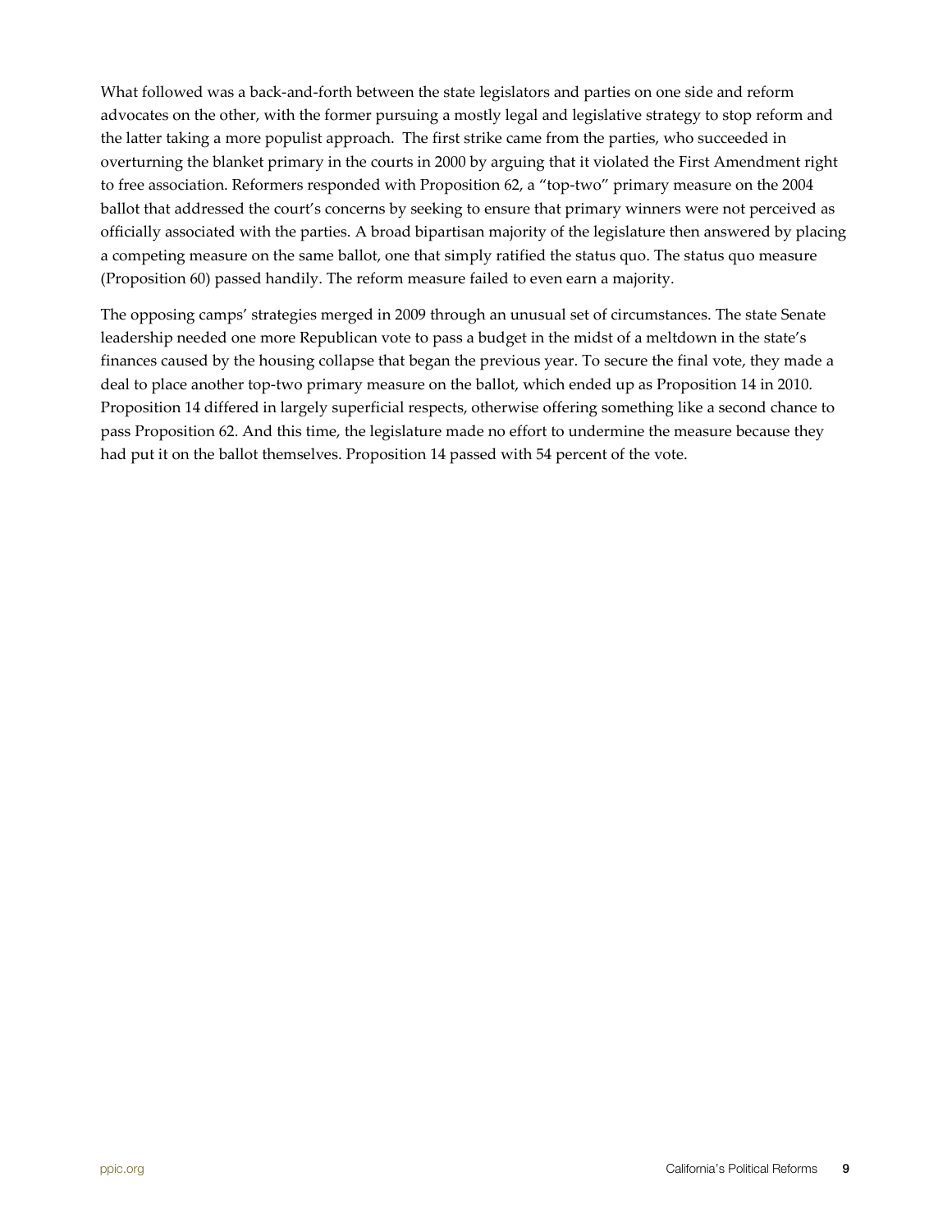What followed was a back-and-forth between the state legislators and parties on one side and reform advocates on the other, with the former pursuing a mostly legal and legislative strategy to stop reform and the latter taking a more populist approach. The first strike came from the parties, who succeeded in overturning the blanket primary in the courts in 2000 by arguing that it violated the First Amendment right to free association. Reformers responded with Proposition 62, a "top-two" primary measure on the 2004 ballot that addressed the court's concerns by seeking to ensure that primary winners were not perceived as officially associated with the parties. A broad bipartisan majority of the legislature then answered by placing a competing measure on the same ballot, one that simply ratified the status quo. The status quo measure (Proposition 60) passed handily. The reform measure failed to even earn a majority.

The opposing camps' strategies merged in 2009 through an unusual set of circumstances. The state Senate leadership needed one more Republican vote to pass a budget in the midst of a meltdown in the state's finances caused by the housing collapse that began the previous year. To secure the final vote, they made a deal to place another top-two primary measure on the ballot, which ended up as Proposition 14 in 2010. Proposition 14 differed in largely superficial respects, otherwise offering something like a second chance to pass Proposition 62. And this time, the legislature made no effort to undermine the measure because they had put it on the ballot themselves. Proposition 14 passed with 54 percent of the vote.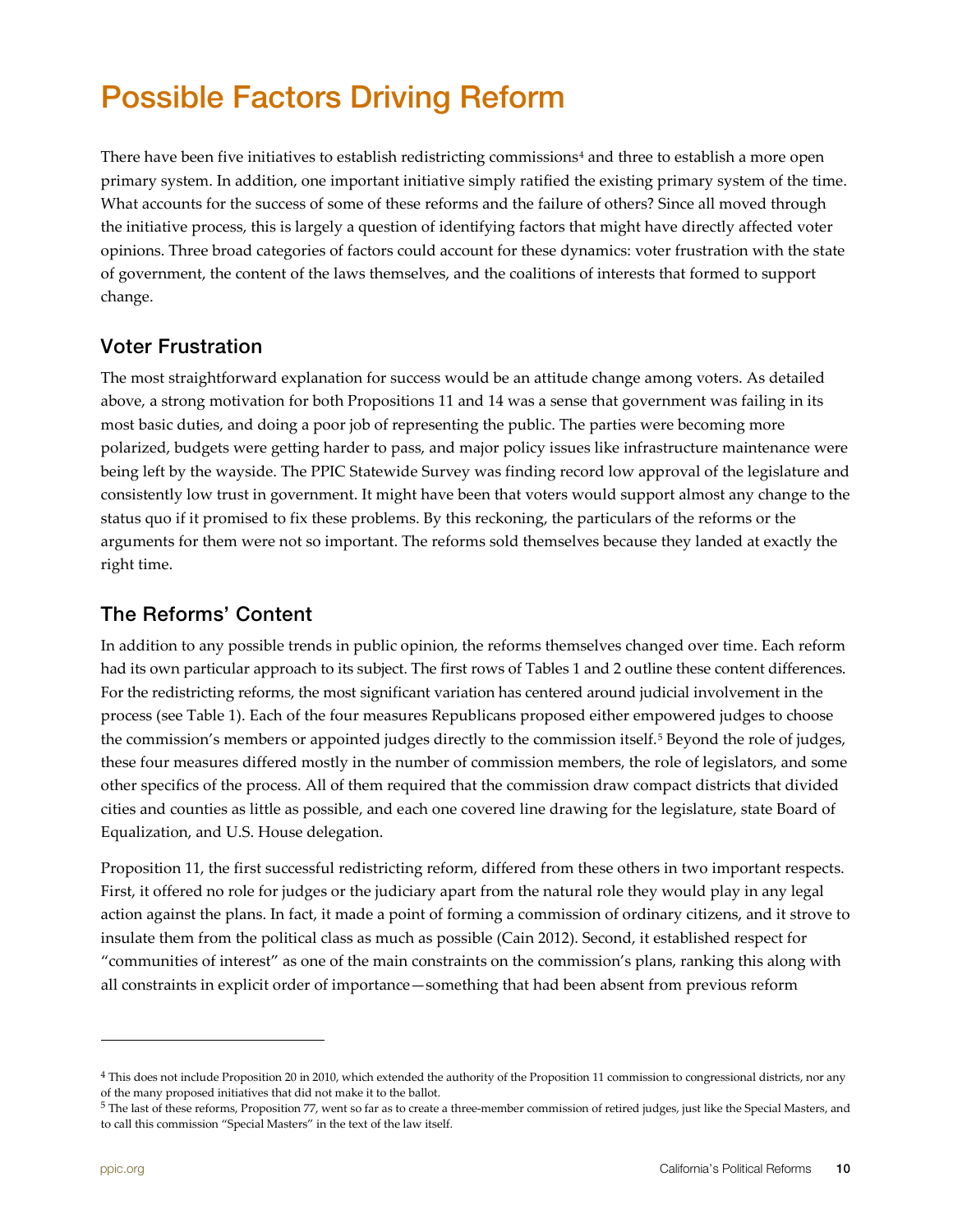# Possible Factors Driving Reform

There have been five initiatives to establish redistricting commissions[4] and three to establish a more open primary system. In addition, one important initiative simply ratified the existing primary system of the time. What accounts for the success of some of these reforms and the failure of others? Since all moved through the initiative process, this is largely a question of identifying factors that might have directly affected voter opinions. Three broad categories of factors could account for these dynamics: voter frustration with the state of government, the content of the laws themselves, and the coalitions of interests that formed to support change.

## Voter Frustration

The most straightforward explanation for success would be an attitude change among voters. As detailed above, a strong motivation for both Propositions 11 and 14 was a sense that government was failing in its most basic duties, and doing a poor job of representing the public. The parties were becoming more polarized, budgets were getting harder to pass, and major policy issues like infrastructure maintenance were being left by the wayside. The PPIC Statewide Survey was finding record low approval of the legislature and consistently low trust in government. It might have been that voters would support almost any change to the status quo if it promised to fix these problems. By this reckoning, the particulars of the reforms or the arguments for them were not so important. The reforms sold themselves because they landed at exactly the right time.

## The Reforms' Content

In addition to any possible trends in public opinion, the reforms themselves changed over time. Each reform had its own particular approach to its subject. The first rows of Tables 1 and 2 outline these content differences. For the redistricting reforms, the most significant variation has centered around judicial involvement in the process (see Table 1). Each of the four measures Republicans proposed either empowered judges to choose the commission's members or appointed judges directly to the commission itself.[5] Beyond the role of judges, these four measures differed mostly in the number of commission members, the role of legislators, and some other specifics of the process. All of them required that the commission draw compact districts that divided cities and counties as little as possible, and each one covered line drawing for the legislature, state Board of Equalization, and U.S. House delegation.

Proposition 11, the first successful redistricting reform, differed from these others in two important respects. First, it offered no role for judges or the judiciary apart from the natural role they would play in any legal action against the plans. In fact, it made a point of forming a commission of ordinary citizens, and it strove to insulate them from the political class as much as possible (Cain 2012). Second, it established respect for "communities of interest" as one of the main constraints on the commission's plans, ranking this along with all constraints in explicit order of importance—something that had been absent from previous reform

---

[4] This does not include Proposition 20 in 2010, which extended the authority of the Proposition 11 commission to congressional districts, nor any of the many proposed initiatives that did not make it to the ballot.

[5] The last of these reforms, Proposition 77, went so far as to create a three-member commission of retired judges, just like the Special Masters, and to call this commission "Special Masters" in the text of the law itself.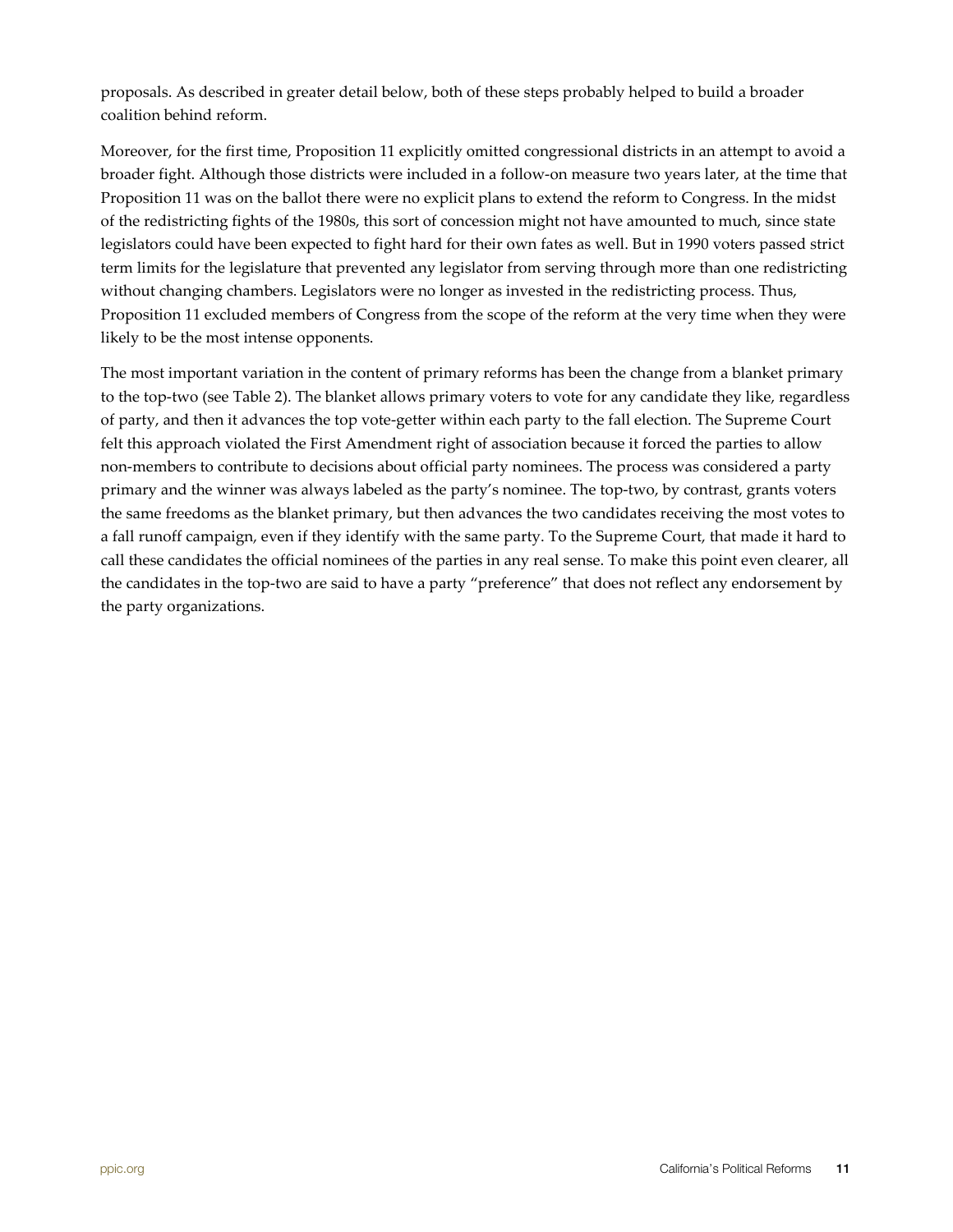proposals. As described in greater detail below, both of these steps probably helped to build a broader coalition behind reform.

Moreover, for the first time, Proposition 11 explicitly omitted congressional districts in an attempt to avoid a broader fight. Although those districts were included in a follow-on measure two years later, at the time that Proposition 11 was on the ballot there were no explicit plans to extend the reform to Congress. In the midst of the redistricting fights of the 1980s, this sort of concession might not have amounted to much, since state legislators could have been expected to fight hard for their own fates as well. But in 1990 voters passed strict term limits for the legislature that prevented any legislator from serving through more than one redistricting without changing chambers. Legislators were no longer as invested in the redistricting process. Thus, Proposition 11 excluded members of Congress from the scope of the reform at the very time when they were likely to be the most intense opponents.

The most important variation in the content of primary reforms has been the change from a blanket primary to the top-two (see Table 2). The blanket allows primary voters to vote for any candidate they like, regardless of party, and then it advances the top vote-getter within each party to the fall election. The Supreme Court felt this approach violated the First Amendment right of association because it forced the parties to allow non-members to contribute to decisions about official party nominees. The process was considered a party primary and the winner was always labeled as the party's nominee. The top-two, by contrast, grants voters the same freedoms as the blanket primary, but then advances the two candidates receiving the most votes to a fall runoff campaign, even if they identify with the same party. To the Supreme Court, that made it hard to call these candidates the official nominees of the parties in any real sense. To make this point even clearer, all the candidates in the top-two are said to have a party "preference" that does not reflect any endorsement by the party organizations.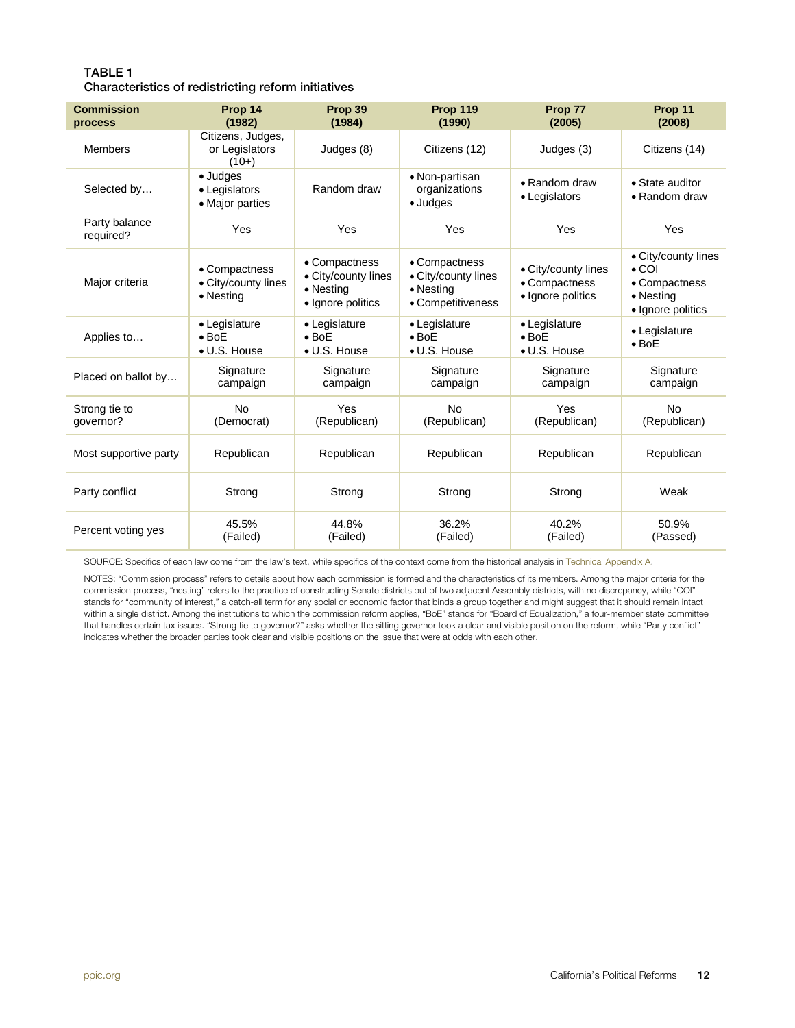**TABLE 1**
**Characteristics of redistricting reform initiatives**

| Commission process | Prop 14 (1982) | Prop 39 (1984) | Prop 119 (1990) | Prop 77 (2005) | Prop 11 (2008) |
|---|---|---|---|---|---|
| Members | Citizens, Judges, or Legislators (10+) | Judges (8) | Citizens (12) | Judges (3) | Citizens (14) |
| Selected by… | • Judges<br>• Legislators<br>• Major parties | Random draw | • Non-partisan organizations<br>• Judges | • Random draw<br>• Legislators | • State auditor<br>• Random draw |
| Party balance required? | Yes | Yes | Yes | Yes | Yes |
| Major criteria | • Compactness<br>• City/county lines<br>• Nesting | • Compactness<br>• City/county lines<br>• Nesting<br>• Ignore politics | • Compactness<br>• City/county lines<br>• Nesting<br>• Competitiveness | • City/county lines<br>• Compactness<br>• Ignore politics | • City/county lines<br>• COI<br>• Compactness<br>• Nesting<br>• Ignore politics |
| Applies to… | • Legislature<br>• BoE<br>• U.S. House | • Legislature<br>• BoE<br>• U.S. House | • Legislature<br>• BoE<br>• U.S. House | • Legislature<br>• BoE<br>• U.S. House | • Legislature<br>• BoE |
| Placed on ballot by… | Signature campaign | Signature campaign | Signature campaign | Signature campaign | Signature campaign |
| Strong tie to governor? | No (Democrat) | Yes (Republican) | No (Republican) | Yes (Republican) | No (Republican) |
| Most supportive party | Republican | Republican | Republican | Republican | Republican |
| Party conflict | Strong | Strong | Strong | Strong | Weak |
| Percent voting yes | 45.5% (Failed) | 44.8% (Failed) | 36.2% (Failed) | 40.2% (Failed) | 50.9% (Passed) |

SOURCE: Specifics of each law come from the law's text, while specifics of the context come from the historical analysis in Technical Appendix A.

NOTES: "Commission process" refers to details about how each commission is formed and the characteristics of its members. Among the major criteria for the commission process, "nesting" refers to the practice of constructing Senate districts out of two adjacent Assembly districts, with no discrepancy, while "COI" stands for "community of interest," a catch-all term for any social or economic factor that binds a group together and might suggest that it should remain intact within a single district. Among the institutions to which the commission reform applies, "BoE" stands for "Board of Equalization," a four-member state committee that handles certain tax issues. "Strong tie to governor?" asks whether the sitting governor took a clear and visible position on the reform, while "Party conflict" indicates whether the broader parties took clear and visible positions on the issue that were at odds with each other.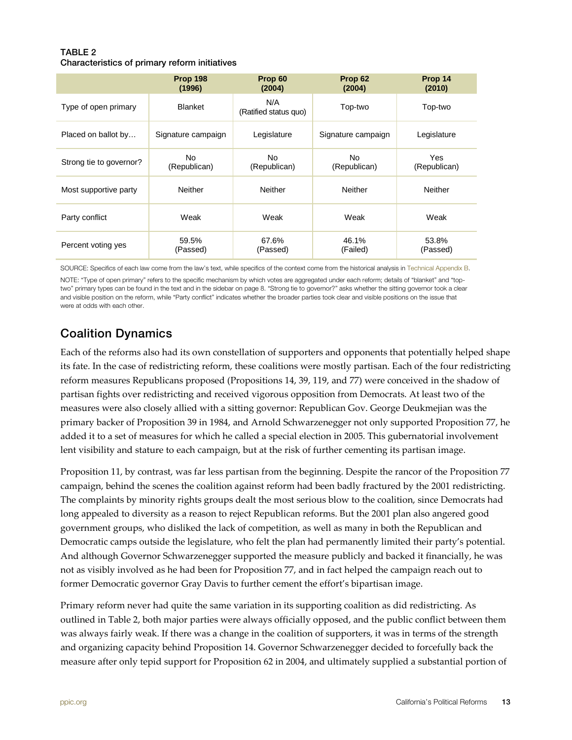**TABLE 2**
**Characteristics of primary reform initiatives**

| | Prop 198 (1996) | Prop 60 (2004) | Prop 62 (2004) | Prop 14 (2010) |
|---|---|---|---|---|
| Type of open primary | Blanket | N/A (Ratified status quo) | Top-two | Top-two |
| Placed on ballot by… | Signature campaign | Legislature | Signature campaign | Legislature |
| Strong tie to governor? | No (Republican) | No (Republican) | No (Republican) | Yes (Republican) |
| Most supportive party | Neither | Neither | Neither | Neither |
| Party conflict | Weak | Weak | Weak | Weak |
| Percent voting yes | 59.5% (Passed) | 67.6% (Passed) | 46.1% (Failed) | 53.8% (Passed) |

SOURCE: Specifics of each law come from the law's text, while specifics of the context come from the historical analysis in Technical Appendix B.

NOTE: "Type of open primary" refers to the specific mechanism by which votes are aggregated under each reform; details of "blanket" and "top-two" primary types can be found in the text and in the sidebar on page 8. "Strong tie to governor?" asks whether the sitting governor took a clear and visible position on the reform, while "Party conflict" indicates whether the broader parties took clear and visible positions on the issue that were at odds with each other.

## Coalition Dynamics

Each of the reforms also had its own constellation of supporters and opponents that potentially helped shape its fate. In the case of redistricting reform, these coalitions were mostly partisan. Each of the four redistricting reform measures Republicans proposed (Propositions 14, 39, 119, and 77) were conceived in the shadow of partisan fights over redistricting and received vigorous opposition from Democrats. At least two of the measures were also closely allied with a sitting governor: Republican Gov. George Deukmejian was the primary backer of Proposition 39 in 1984, and Arnold Schwarzenegger not only supported Proposition 77, he added it to a set of measures for which he called a special election in 2005. This gubernatorial involvement lent visibility and stature to each campaign, but at the risk of further cementing its partisan image.

Proposition 11, by contrast, was far less partisan from the beginning. Despite the rancor of the Proposition 77 campaign, behind the scenes the coalition against reform had been badly fractured by the 2001 redistricting. The complaints by minority rights groups dealt the most serious blow to the coalition, since Democrats had long appealed to diversity as a reason to reject Republican reforms. But the 2001 plan also angered good government groups, who disliked the lack of competition, as well as many in both the Republican and Democratic camps outside the legislature, who felt the plan had permanently limited their party's potential. And although Governor Schwarzenegger supported the measure publicly and backed it financially, he was not as visibly involved as he had been for Proposition 77, and in fact helped the campaign reach out to former Democratic governor Gray Davis to further cement the effort's bipartisan image.

Primary reform never had quite the same variation in its supporting coalition as did redistricting. As outlined in Table 2, both major parties were always officially opposed, and the public conflict between them was always fairly weak. If there was a change in the coalition of supporters, it was in terms of the strength and organizing capacity behind Proposition 14. Governor Schwarzenegger decided to forcefully back the measure after only tepid support for Proposition 62 in 2004, and ultimately supplied a substantial portion of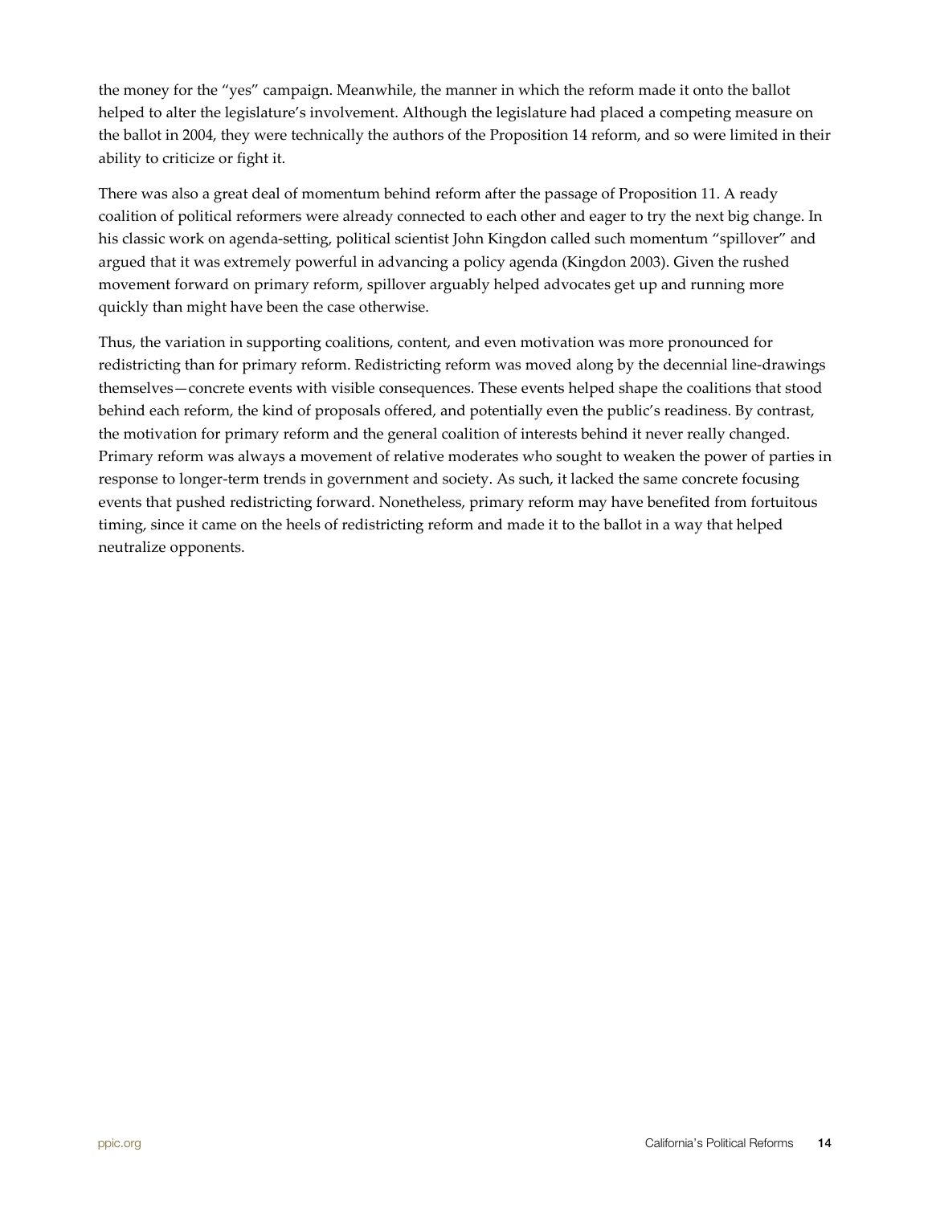the money for the "yes" campaign. Meanwhile, the manner in which the reform made it onto the ballot helped to alter the legislature's involvement. Although the legislature had placed a competing measure on the ballot in 2004, they were technically the authors of the Proposition 14 reform, and so were limited in their ability to criticize or fight it.

There was also a great deal of momentum behind reform after the passage of Proposition 11. A ready coalition of political reformers were already connected to each other and eager to try the next big change. In his classic work on agenda-setting, political scientist John Kingdon called such momentum "spillover" and argued that it was extremely powerful in advancing a policy agenda (Kingdon 2003). Given the rushed movement forward on primary reform, spillover arguably helped advocates get up and running more quickly than might have been the case otherwise.

Thus, the variation in supporting coalitions, content, and even motivation was more pronounced for redistricting than for primary reform. Redistricting reform was moved along by the decennial line-drawings themselves—concrete events with visible consequences. These events helped shape the coalitions that stood behind each reform, the kind of proposals offered, and potentially even the public's readiness. By contrast, the motivation for primary reform and the general coalition of interests behind it never really changed. Primary reform was always a movement of relative moderates who sought to weaken the power of parties in response to longer-term trends in government and society. As such, it lacked the same concrete focusing events that pushed redistricting forward. Nonetheless, primary reform may have benefited from fortuitous timing, since it came on the heels of redistricting reform and made it to the ballot in a way that helped neutralize opponents.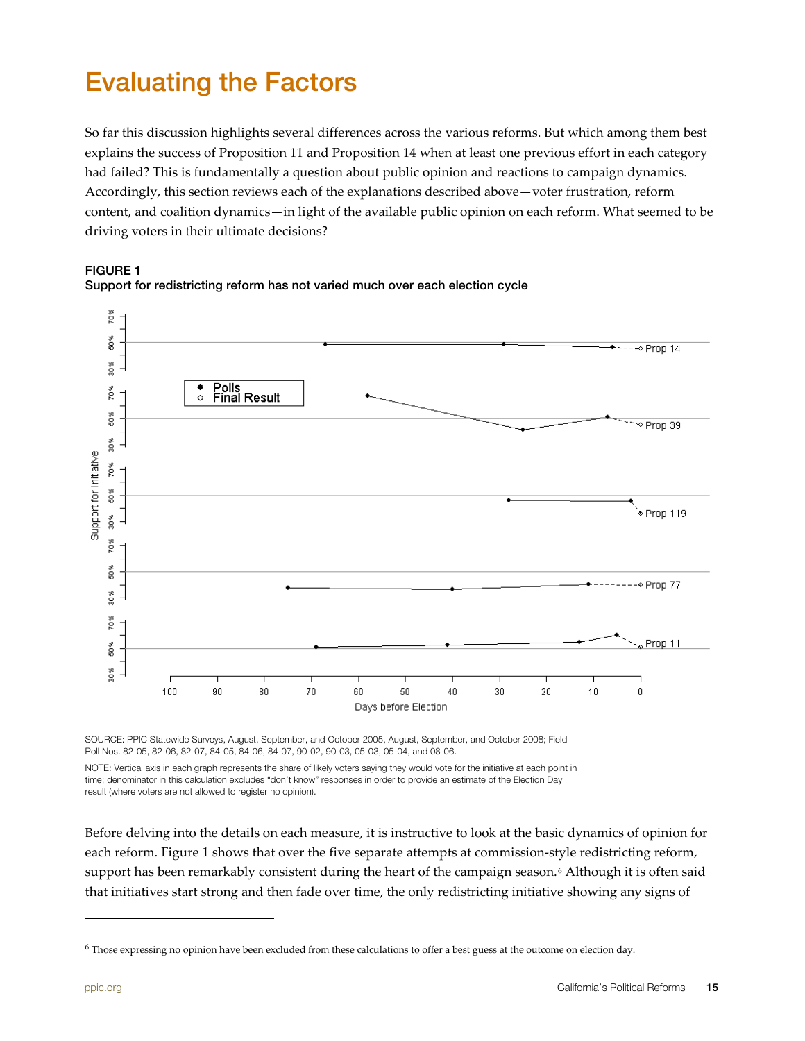# Evaluating the Factors

So far this discussion highlights several differences across the various reforms. But which among them best explains the success of Proposition 11 and Proposition 14 when at least one previous effort in each category had failed? This is fundamentally a question about public opinion and reactions to campaign dynamics. Accordingly, this section reviews each of the explanations described above—voter frustration, reform content, and coalition dynamics—in light of the available public opinion on each reform. What seemed to be driving voters in their ultimate decisions?

**FIGURE 1**
**Support for redistricting reform has not varied much over each election cycle**

SOURCE: PPIC Statewide Surveys, August, September, and October 2005, August, September, and October 2008; Field Poll Nos. 82-05, 82-06, 82-07, 84-05, 84-06, 84-07, 90-02, 90-03, 05-03, 05-04, and 08-06.

NOTE: Vertical axis in each graph represents the share of likely voters saying they would vote for the initiative at each point in time; denominator in this calculation excludes "don't know" responses in order to provide an estimate of the Election Day result (where voters are not allowed to register no opinion).

Before delving into the details on each measure, it is instructive to look at the basic dynamics of opinion for each reform. Figure 1 shows that over the five separate attempts at commission-style redistricting reform, support has been remarkably consistent during the heart of the campaign season.[6] Although it is often said that initiatives start strong and then fade over time, the only redistricting initiative showing any signs of

[6] Those expressing no opinion have been excluded from these calculations to offer a best guess at the outcome on election day.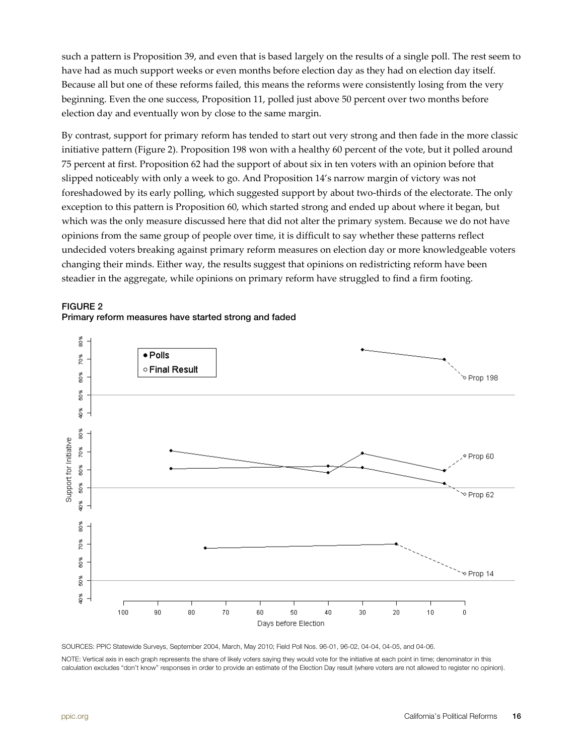such a pattern is Proposition 39, and even that is based largely on the results of a single poll. The rest seem to have had as much support weeks or even months before election day as they had on election day itself. Because all but one of these reforms failed, this means the reforms were consistently losing from the very beginning. Even the one success, Proposition 11, polled just above 50 percent over two months before election day and eventually won by close to the same margin.

By contrast, support for primary reform has tended to start out very strong and then fade in the more classic initiative pattern (Figure 2). Proposition 198 won with a healthy 60 percent of the vote, but it polled around 75 percent at first. Proposition 62 had the support of about six in ten voters with an opinion before that slipped noticeably with only a week to go. And Proposition 14's narrow margin of victory was not foreshadowed by its early polling, which suggested support by about two-thirds of the electorate. The only exception to this pattern is Proposition 60, which started strong and ended up about where it began, but which was the only measure discussed here that did not alter the primary system. Because we do not have opinions from the same group of people over time, it is difficult to say whether these patterns reflect undecided voters breaking against primary reform measures on election day or more knowledgeable voters changing their minds. Either way, the results suggest that opinions on redistricting reform have been steadier in the aggregate, while opinions on primary reform have struggled to find a firm footing.

**FIGURE 2**
**Primary reform measures have started strong and faded**

SOURCES: PPIC Statewide Surveys, September 2004, March, May 2010; Field Poll Nos. 96-01, 96-02, 04-04, 04-05, and 04-06.

NOTE: Vertical axis in each graph represents the share of likely voters saying they would vote for the initiative at each point in time; denominator in this calculation excludes "don't know" responses in order to provide an estimate of the Election Day result (where voters are not allowed to register no opinion).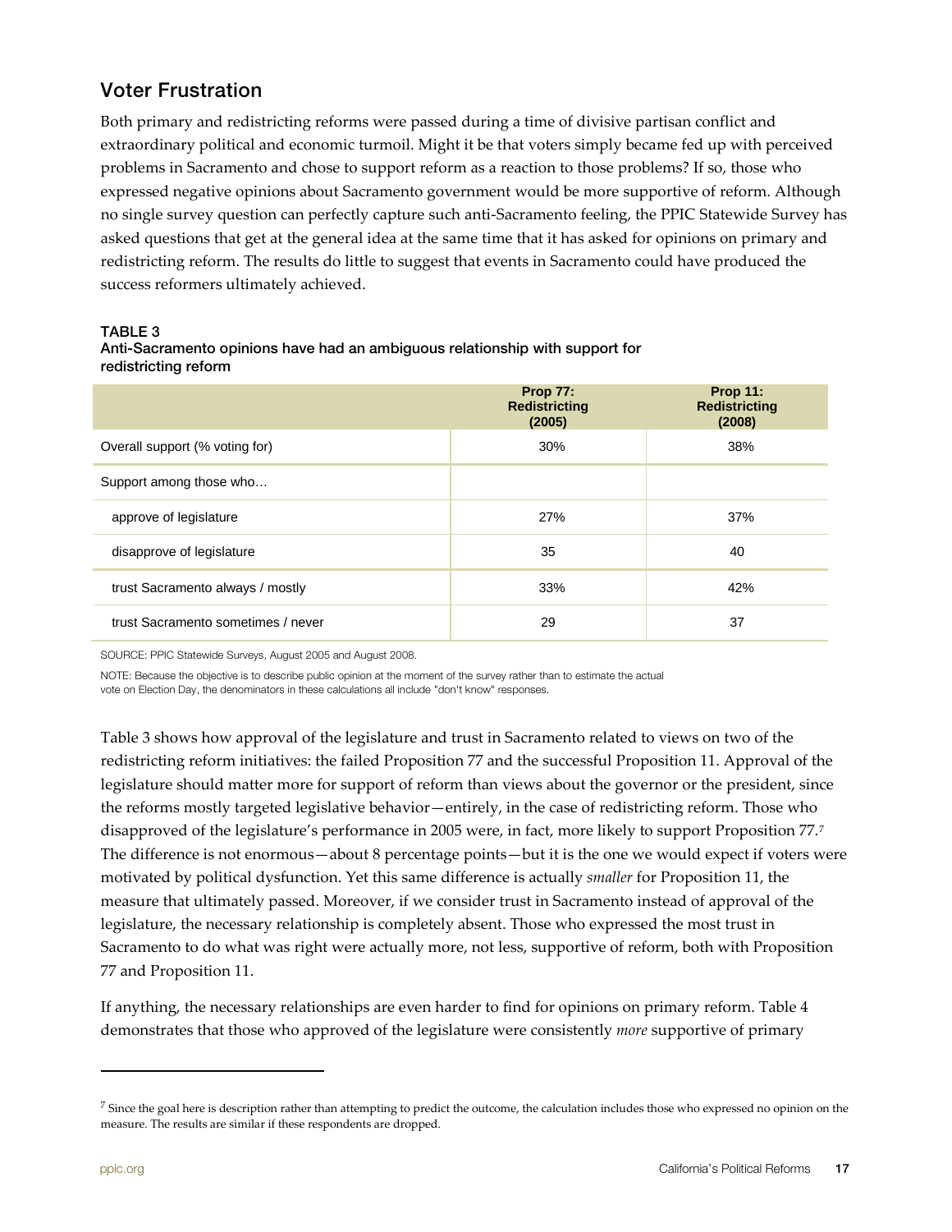## Voter Frustration

Both primary and redistricting reforms were passed during a time of divisive partisan conflict and extraordinary political and economic turmoil. Might it be that voters simply became fed up with perceived problems in Sacramento and chose to support reform as a reaction to those problems? If so, those who expressed negative opinions about Sacramento government would be more supportive of reform. Although no single survey question can perfectly capture such anti-Sacramento feeling, the PPIC Statewide Survey has asked questions that get at the general idea at the same time that it has asked for opinions on primary and redistricting reform. The results do little to suggest that events in Sacramento could have produced the success reformers ultimately achieved.

**TABLE 3**
**Anti-Sacramento opinions have had an ambiguous relationship with support for redistricting reform**

| | Prop 77: Redistricting (2005) | Prop 11: Redistricting (2008) |
|---|---|---|
| Overall support (% voting for) | 30% | 38% |
| Support among those who… | | |
| approve of legislature | 27% | 37% |
| disapprove of legislature | 35 | 40 |
| trust Sacramento always / mostly | 33% | 42% |
| trust Sacramento sometimes / never | 29 | 37 |

SOURCE: PPIC Statewide Surveys, August 2005 and August 2008.

NOTE: Because the objective is to describe public opinion at the moment of the survey rather than to estimate the actual vote on Election Day, the denominators in these calculations all include "don't know" responses.

Table 3 shows how approval of the legislature and trust in Sacramento related to views on two of the redistricting reform initiatives: the failed Proposition 77 and the successful Proposition 11. Approval of the legislature should matter more for support of reform than views about the governor or the president, since the reforms mostly targeted legislative behavior—entirely, in the case of redistricting reform. Those who disapproved of the legislature's performance in 2005 were, in fact, more likely to support Proposition 77.[7] The difference is not enormous—about 8 percentage points—but it is the one we would expect if voters were motivated by political dysfunction. Yet this same difference is actually *smaller* for Proposition 11, the measure that ultimately passed. Moreover, if we consider trust in Sacramento instead of approval of the legislature, the necessary relationship is completely absent. Those who expressed the most trust in Sacramento to do what was right were actually more, not less, supportive of reform, both with Proposition 77 and Proposition 11.

If anything, the necessary relationships are even harder to find for opinions on primary reform. Table 4 demonstrates that those who approved of the legislature were consistently *more* supportive of primary

[7] Since the goal here is description rather than attempting to predict the outcome, the calculation includes those who expressed no opinion on the measure. The results are similar if these respondents are dropped.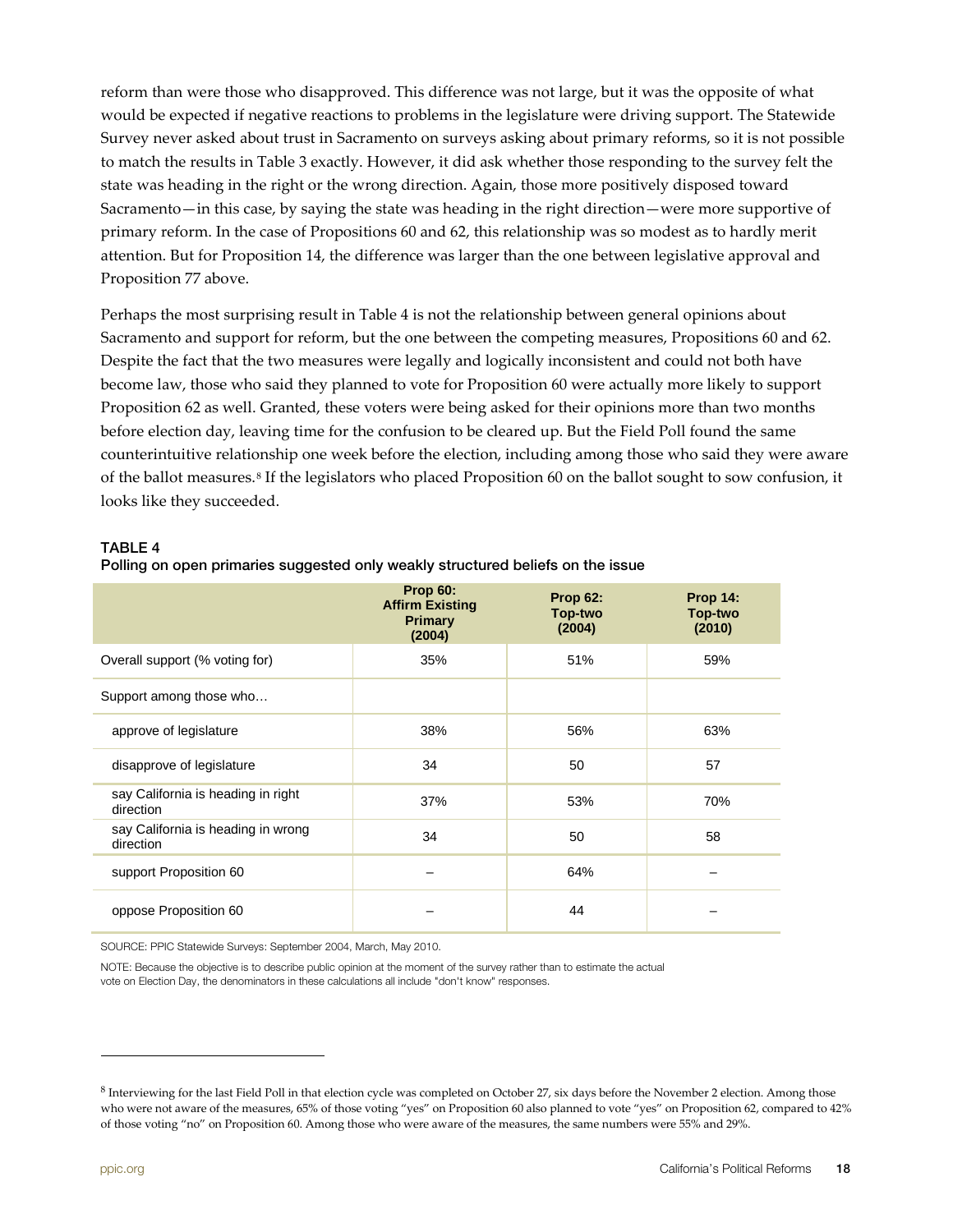reform than were those who disapproved. This difference was not large, but it was the opposite of what would be expected if negative reactions to problems in the legislature were driving support. The Statewide Survey never asked about trust in Sacramento on surveys asking about primary reforms, so it is not possible to match the results in Table 3 exactly. However, it did ask whether those responding to the survey felt the state was heading in the right or the wrong direction. Again, those more positively disposed toward Sacramento—in this case, by saying the state was heading in the right direction—were more supportive of primary reform. In the case of Propositions 60 and 62, this relationship was so modest as to hardly merit attention. But for Proposition 14, the difference was larger than the one between legislative approval and Proposition 77 above.

Perhaps the most surprising result in Table 4 is not the relationship between general opinions about Sacramento and support for reform, but the one between the competing measures, Propositions 60 and 62. Despite the fact that the two measures were legally and logically inconsistent and could not both have become law, those who said they planned to vote for Proposition 60 were actually more likely to support Proposition 62 as well. Granted, these voters were being asked for their opinions more than two months before election day, leaving time for the confusion to be cleared up. But the Field Poll found the same counterintuitive relationship one week before the election, including among those who said they were aware of the ballot measures.[8] If the legislators who placed Proposition 60 on the ballot sought to sow confusion, it looks like they succeeded.

**TABLE 4**
**Polling on open primaries suggested only weakly structured beliefs on the issue**

| | Prop 60: Affirm Existing Primary (2004) | Prop 62: Top-two (2004) | Prop 14: Top-two (2010) |
|---|---|---|---|
| Overall support (% voting for) | 35% | 51% | 59% |
| Support among those who… | | | |
| approve of legislature | 38% | 56% | 63% |
| disapprove of legislature | 34 | 50 | 57 |
| say California is heading in right direction | 37% | 53% | 70% |
| say California is heading in wrong direction | 34 | 50 | 58 |
| support Proposition 60 | – | 64% | – |
| oppose Proposition 60 | – | 44 | – |

SOURCE: PPIC Statewide Surveys: September 2004, March, May 2010.

NOTE: Because the objective is to describe public opinion at the moment of the survey rather than to estimate the actual vote on Election Day, the denominators in these calculations all include "don't know" responses.

[8] Interviewing for the last Field Poll in that election cycle was completed on October 27, six days before the November 2 election. Among those who were not aware of the measures, 65% of those voting "yes" on Proposition 60 also planned to vote "yes" on Proposition 62, compared to 42% of those voting "no" on Proposition 60. Among those who were aware of the measures, the same numbers were 55% and 29%.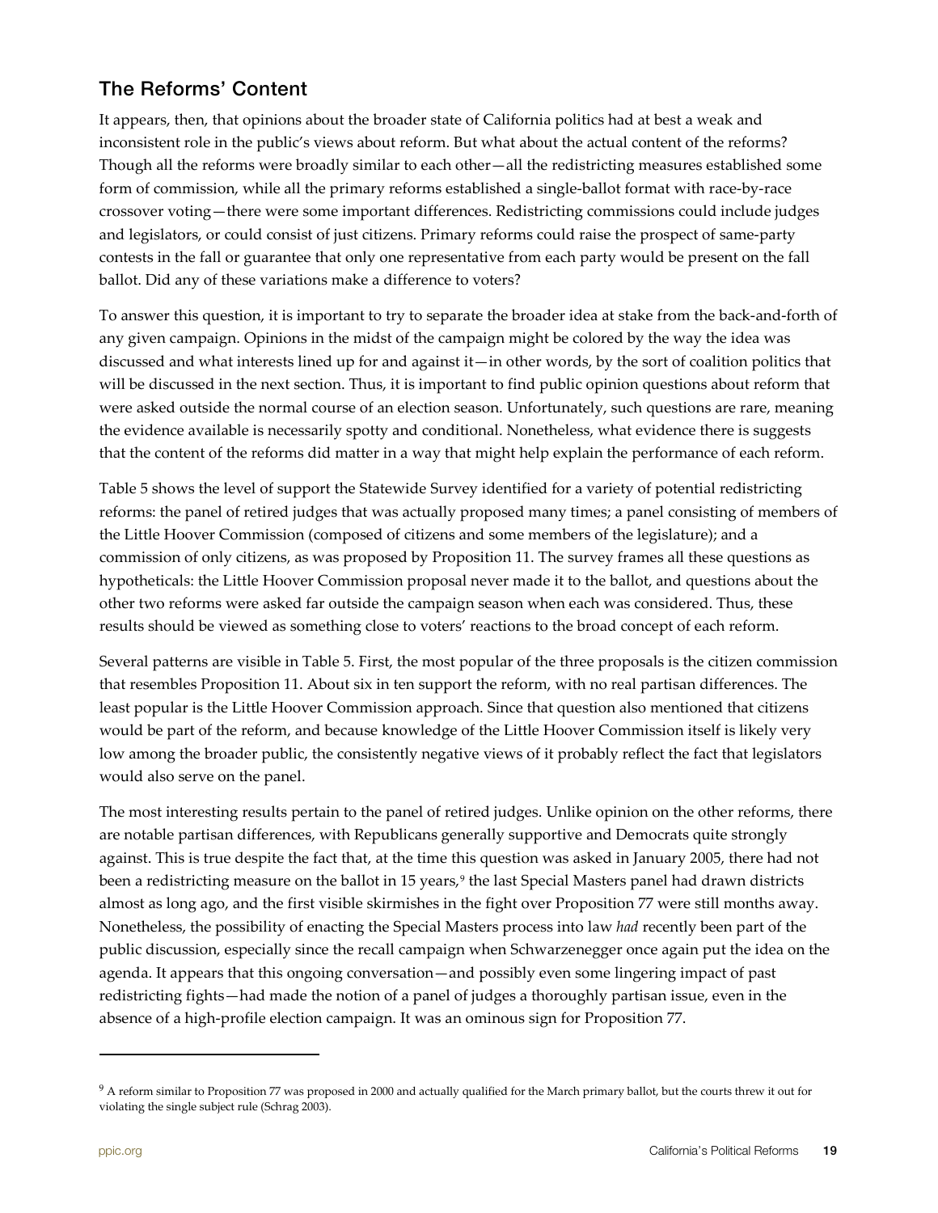## The Reforms' Content

It appears, then, that opinions about the broader state of California politics had at best a weak and inconsistent role in the public's views about reform. But what about the actual content of the reforms? Though all the reforms were broadly similar to each other—all the redistricting measures established some form of commission, while all the primary reforms established a single-ballot format with race-by-race crossover voting—there were some important differences. Redistricting commissions could include judges and legislators, or could consist of just citizens. Primary reforms could raise the prospect of same-party contests in the fall or guarantee that only one representative from each party would be present on the fall ballot. Did any of these variations make a difference to voters?

To answer this question, it is important to try to separate the broader idea at stake from the back-and-forth of any given campaign. Opinions in the midst of the campaign might be colored by the way the idea was discussed and what interests lined up for and against it—in other words, by the sort of coalition politics that will be discussed in the next section. Thus, it is important to find public opinion questions about reform that were asked outside the normal course of an election season. Unfortunately, such questions are rare, meaning the evidence available is necessarily spotty and conditional. Nonetheless, what evidence there is suggests that the content of the reforms did matter in a way that might help explain the performance of each reform.

Table 5 shows the level of support the Statewide Survey identified for a variety of potential redistricting reforms: the panel of retired judges that was actually proposed many times; a panel consisting of members of the Little Hoover Commission (composed of citizens and some members of the legislature); and a commission of only citizens, as was proposed by Proposition 11. The survey frames all these questions as hypotheticals: the Little Hoover Commission proposal never made it to the ballot, and questions about the other two reforms were asked far outside the campaign season when each was considered. Thus, these results should be viewed as something close to voters' reactions to the broad concept of each reform.

Several patterns are visible in Table 5. First, the most popular of the three proposals is the citizen commission that resembles Proposition 11. About six in ten support the reform, with no real partisan differences. The least popular is the Little Hoover Commission approach. Since that question also mentioned that citizens would be part of the reform, and because knowledge of the Little Hoover Commission itself is likely very low among the broader public, the consistently negative views of it probably reflect the fact that legislators would also serve on the panel.

The most interesting results pertain to the panel of retired judges. Unlike opinion on the other reforms, there are notable partisan differences, with Republicans generally supportive and Democrats quite strongly against. This is true despite the fact that, at the time this question was asked in January 2005, there had not been a redistricting measure on the ballot in 15 years,[9] the last Special Masters panel had drawn districts almost as long ago, and the first visible skirmishes in the fight over Proposition 77 were still months away. Nonetheless, the possibility of enacting the Special Masters process into law *had* recently been part of the public discussion, especially since the recall campaign when Schwarzenegger once again put the idea on the agenda. It appears that this ongoing conversation—and possibly even some lingering impact of past redistricting fights—had made the notion of a panel of judges a thoroughly partisan issue, even in the absence of a high-profile election campaign. It was an ominous sign for Proposition 77.

---

[9] A reform similar to Proposition 77 was proposed in 2000 and actually qualified for the March primary ballot, but the courts threw it out for violating the single subject rule (Schrag 2003).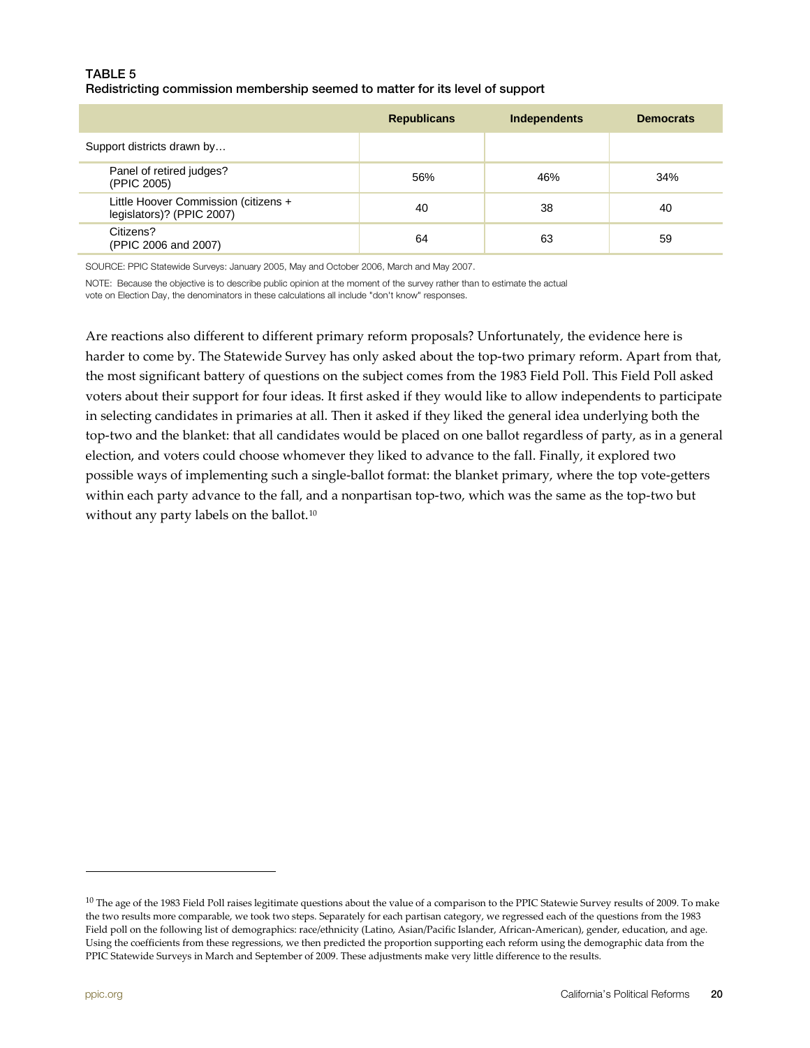**TABLE 5**
**Redistricting commission membership seemed to matter for its level of support**

| | Republicans | Independents | Democrats |
|---|---|---|---|
| Support districts drawn by… | | | |
| Panel of retired judges? (PPIC 2005) | 56% | 46% | 34% |
| Little Hoover Commission (citizens + legislators)? (PPIC 2007) | 40 | 38 | 40 |
| Citizens? (PPIC 2006 and 2007) | 64 | 63 | 59 |

SOURCE: PPIC Statewide Surveys: January 2005, May and October 2006, March and May 2007.

NOTE: Because the objective is to describe public opinion at the moment of the survey rather than to estimate the actual vote on Election Day, the denominators in these calculations all include "don't know" responses.

Are reactions also different to different primary reform proposals? Unfortunately, the evidence here is harder to come by. The Statewide Survey has only asked about the top-two primary reform. Apart from that, the most significant battery of questions on the subject comes from the 1983 Field Poll. This Field Poll asked voters about their support for four ideas. It first asked if they would like to allow independents to participate in selecting candidates in primaries at all. Then it asked if they liked the general idea underlying both the top-two and the blanket: that all candidates would be placed on one ballot regardless of party, as in a general election, and voters could choose whomever they liked to advance to the fall. Finally, it explored two possible ways of implementing such a single-ballot format: the blanket primary, where the top vote-getters within each party advance to the fall, and a nonpartisan top-two, which was the same as the top-two but without any party labels on the ballot.[10]

[10] The age of the 1983 Field Poll raises legitimate questions about the value of a comparison to the PPIC Statewie Survey results of 2009. To make the two results more comparable, we took two steps. Separately for each partisan category, we regressed each of the questions from the 1983 Field poll on the following list of demographics: race/ethnicity (Latino, Asian/Pacific Islander, African-American), gender, education, and age. Using the coefficients from these regressions, we then predicted the proportion supporting each reform using the demographic data from the PPIC Statewide Surveys in March and September of 2009. These adjustments make very little difference to the results.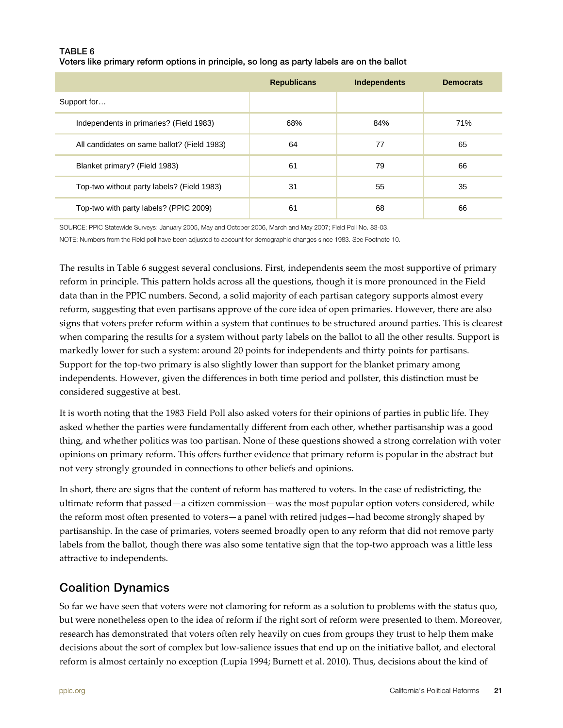**TABLE 6**
**Voters like primary reform options in principle, so long as party labels are on the ballot**

| | Republicans | Independents | Democrats |
|---|---|---|---|
| Support for… | | | |
| Independents in primaries? (Field 1983) | 68% | 84% | 71% |
| All candidates on same ballot? (Field 1983) | 64 | 77 | 65 |
| Blanket primary? (Field 1983) | 61 | 79 | 66 |
| Top-two without party labels? (Field 1983) | 31 | 55 | 35 |
| Top-two with party labels? (PPIC 2009) | 61 | 68 | 66 |

SOURCE: PPIC Statewide Surveys: January 2005, May and October 2006, March and May 2007; Field Poll No. 83-03.

NOTE: Numbers from the Field poll have been adjusted to account for demographic changes since 1983. See Footnote 10.

The results in Table 6 suggest several conclusions. First, independents seem the most supportive of primary reform in principle. This pattern holds across all the questions, though it is more pronounced in the Field data than in the PPIC numbers. Second, a solid majority of each partisan category supports almost every reform, suggesting that even partisans approve of the core idea of open primaries. However, there are also signs that voters prefer reform within a system that continues to be structured around parties. This is clearest when comparing the results for a system without party labels on the ballot to all the other results. Support is markedly lower for such a system: around 20 points for independents and thirty points for partisans. Support for the top-two primary is also slightly lower than support for the blanket primary among independents. However, given the differences in both time period and pollster, this distinction must be considered suggestive at best.

It is worth noting that the 1983 Field Poll also asked voters for their opinions of parties in public life. They asked whether the parties were fundamentally different from each other, whether partisanship was a good thing, and whether politics was too partisan. None of these questions showed a strong correlation with voter opinions on primary reform. This offers further evidence that primary reform is popular in the abstract but not very strongly grounded in connections to other beliefs and opinions.

In short, there are signs that the content of reform has mattered to voters. In the case of redistricting, the ultimate reform that passed—a citizen commission—was the most popular option voters considered, while the reform most often presented to voters—a panel with retired judges—had become strongly shaped by partisanship. In the case of primaries, voters seemed broadly open to any reform that did not remove party labels from the ballot, though there was also some tentative sign that the top-two approach was a little less attractive to independents.

## Coalition Dynamics

So far we have seen that voters were not clamoring for reform as a solution to problems with the status quo, but were nonetheless open to the idea of reform if the right sort of reform were presented to them. Moreover, research has demonstrated that voters often rely heavily on cues from groups they trust to help them make decisions about the sort of complex but low-salience issues that end up on the initiative ballot, and electoral reform is almost certainly no exception (Lupia 1994; Burnett et al. 2010). Thus, decisions about the kind of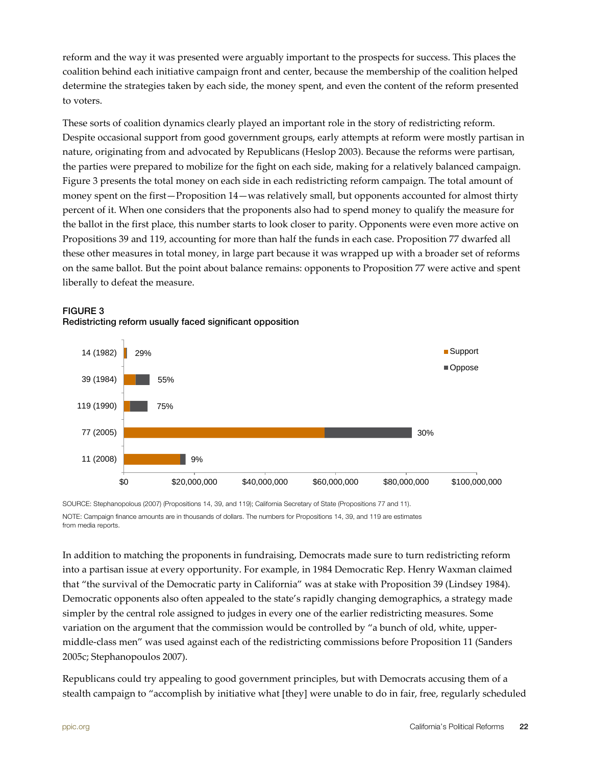reform and the way it was presented were arguably important to the prospects for success. This places the coalition behind each initiative campaign front and center, because the membership of the coalition helped determine the strategies taken by each side, the money spent, and even the content of the reform presented to voters.

These sorts of coalition dynamics clearly played an important role in the story of redistricting reform. Despite occasional support from good government groups, early attempts at reform were mostly partisan in nature, originating from and advocated by Republicans (Heslop 2003). Because the reforms were partisan, the parties were prepared to mobilize for the fight on each side, making for a relatively balanced campaign. Figure 3 presents the total money on each side in each redistricting reform campaign. The total amount of money spent on the first—Proposition 14—was relatively small, but opponents accounted for almost thirty percent of it. When one considers that the proponents also had to spend money to qualify the measure for the ballot in the first place, this number starts to look closer to parity. Opponents were even more active on Propositions 39 and 119, accounting for more than half the funds in each case. Proposition 77 dwarfed all these other measures in total money, in large part because it was wrapped up with a broader set of reforms on the same ballot. But the point about balance remains: opponents to Proposition 77 were active and spent liberally to defeat the measure.

**FIGURE 3**
**Redistricting reform usually faced significant opposition**

| Proposition | Oppose share |
|---|---|
| 14 (1982) | 29% |
| 39 (1984) | 55% |
| 119 (1990) | 75% |
| 77 (2005) | 30% |
| 11 (2008) | 9% |

SOURCE: Stephanopolous (2007) (Propositions 14, 39, and 119); California Secretary of State (Propositions 77 and 11).

NOTE: Campaign finance amounts are in thousands of dollars. The numbers for Propositions 14, 39, and 119 are estimates from media reports.

In addition to matching the proponents in fundraising, Democrats made sure to turn redistricting reform into a partisan issue at every opportunity. For example, in 1984 Democratic Rep. Henry Waxman claimed that "the survival of the Democratic party in California" was at stake with Proposition 39 (Lindsey 1984). Democratic opponents also often appealed to the state's rapidly changing demographics, a strategy made simpler by the central role assigned to judges in every one of the earlier redistricting measures. Some variation on the argument that the commission would be controlled by "a bunch of old, white, upper-middle-class men" was used against each of the redistricting commissions before Proposition 11 (Sanders 2005c; Stephanopoulos 2007).

Republicans could try appealing to good government principles, but with Democrats accusing them of a stealth campaign to "accomplish by initiative what [they] were unable to do in fair, free, regularly scheduled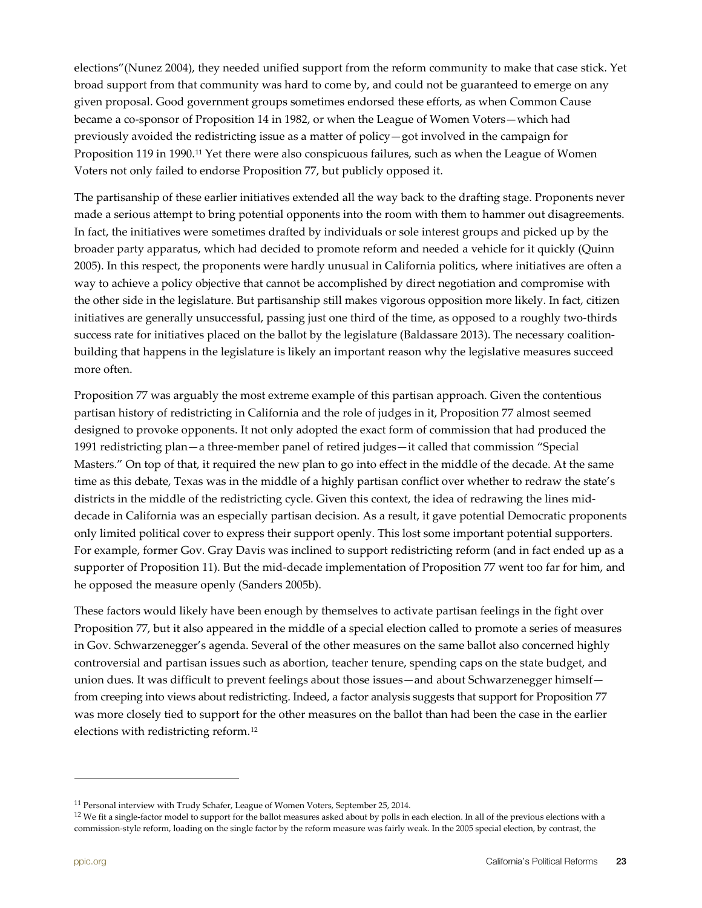elections"(Nunez 2004), they needed unified support from the reform community to make that case stick. Yet broad support from that community was hard to come by, and could not be guaranteed to emerge on any given proposal. Good government groups sometimes endorsed these efforts, as when Common Cause became a co-sponsor of Proposition 14 in 1982, or when the League of Women Voters—which had previously avoided the redistricting issue as a matter of policy—got involved in the campaign for Proposition 119 in 1990.[11] Yet there were also conspicuous failures, such as when the League of Women Voters not only failed to endorse Proposition 77, but publicly opposed it.

The partisanship of these earlier initiatives extended all the way back to the drafting stage. Proponents never made a serious attempt to bring potential opponents into the room with them to hammer out disagreements. In fact, the initiatives were sometimes drafted by individuals or sole interest groups and picked up by the broader party apparatus, which had decided to promote reform and needed a vehicle for it quickly (Quinn 2005). In this respect, the proponents were hardly unusual in California politics, where initiatives are often a way to achieve a policy objective that cannot be accomplished by direct negotiation and compromise with the other side in the legislature. But partisanship still makes vigorous opposition more likely. In fact, citizen initiatives are generally unsuccessful, passing just one third of the time, as opposed to a roughly two-thirds success rate for initiatives placed on the ballot by the legislature (Baldassare 2013). The necessary coalition-building that happens in the legislature is likely an important reason why the legislative measures succeed more often.

Proposition 77 was arguably the most extreme example of this partisan approach. Given the contentious partisan history of redistricting in California and the role of judges in it, Proposition 77 almost seemed designed to provoke opponents. It not only adopted the exact form of commission that had produced the 1991 redistricting plan—a three-member panel of retired judges—it called that commission "Special Masters." On top of that, it required the new plan to go into effect in the middle of the decade. At the same time as this debate, Texas was in the middle of a highly partisan conflict over whether to redraw the state's districts in the middle of the redistricting cycle. Given this context, the idea of redrawing the lines mid-decade in California was an especially partisan decision. As a result, it gave potential Democratic proponents only limited political cover to express their support openly. This lost some important potential supporters. For example, former Gov. Gray Davis was inclined to support redistricting reform (and in fact ended up as a supporter of Proposition 11). But the mid-decade implementation of Proposition 77 went too far for him, and he opposed the measure openly (Sanders 2005b).

These factors would likely have been enough by themselves to activate partisan feelings in the fight over Proposition 77, but it also appeared in the middle of a special election called to promote a series of measures in Gov. Schwarzenegger's agenda. Several of the other measures on the same ballot also concerned highly controversial and partisan issues such as abortion, teacher tenure, spending caps on the state budget, and union dues. It was difficult to prevent feelings about those issues—and about Schwarzenegger himself—from creeping into views about redistricting. Indeed, a factor analysis suggests that support for Proposition 77 was more closely tied to support for the other measures on the ballot than had been the case in the earlier elections with redistricting reform.[12]

---

[11] Personal interview with Trudy Schafer, League of Women Voters, September 25, 2014.

[12] We fit a single-factor model to support for the ballot measures asked about by polls in each election. In all of the previous elections with a commission-style reform, loading on the single factor by the reform measure was fairly weak. In the 2005 special election, by contrast, the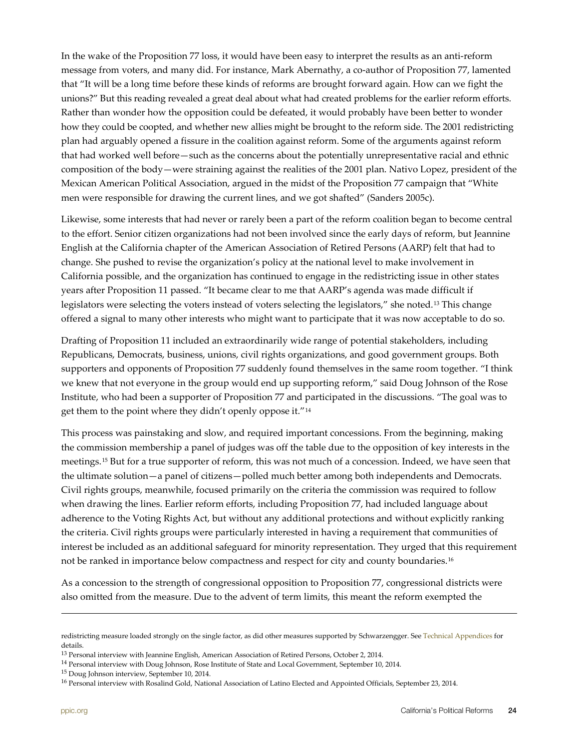In the wake of the Proposition 77 loss, it would have been easy to interpret the results as an anti-reform message from voters, and many did. For instance, Mark Abernathy, a co-author of Proposition 77, lamented that "It will be a long time before these kinds of reforms are brought forward again. How can we fight the unions?" But this reading revealed a great deal about what had created problems for the earlier reform efforts. Rather than wonder how the opposition could be defeated, it would probably have been better to wonder how they could be coopted, and whether new allies might be brought to the reform side. The 2001 redistricting plan had arguably opened a fissure in the coalition against reform. Some of the arguments against reform that had worked well before—such as the concerns about the potentially unrepresentative racial and ethnic composition of the body—were straining against the realities of the 2001 plan. Nativo Lopez, president of the Mexican American Political Association, argued in the midst of the Proposition 77 campaign that "White men were responsible for drawing the current lines, and we got shafted" (Sanders 2005c).

Likewise, some interests that had never or rarely been a part of the reform coalition began to become central to the effort. Senior citizen organizations had not been involved since the early days of reform, but Jeannine English at the California chapter of the American Association of Retired Persons (AARP) felt that had to change. She pushed to revise the organization's policy at the national level to make involvement in California possible, and the organization has continued to engage in the redistricting issue in other states years after Proposition 11 passed. "It became clear to me that AARP's agenda was made difficult if legislators were selecting the voters instead of voters selecting the legislators," she noted.[13] This change offered a signal to many other interests who might want to participate that it was now acceptable to do so.

Drafting of Proposition 11 included an extraordinarily wide range of potential stakeholders, including Republicans, Democrats, business, unions, civil rights organizations, and good government groups. Both supporters and opponents of Proposition 77 suddenly found themselves in the same room together. "I think we knew that not everyone in the group would end up supporting reform," said Doug Johnson of the Rose Institute, who had been a supporter of Proposition 77 and participated in the discussions. "The goal was to get them to the point where they didn't openly oppose it."[14]

This process was painstaking and slow, and required important concessions. From the beginning, making the commission membership a panel of judges was off the table due to the opposition of key interests in the meetings.[15] But for a true supporter of reform, this was not much of a concession. Indeed, we have seen that the ultimate solution—a panel of citizens—polled much better among both independents and Democrats. Civil rights groups, meanwhile, focused primarily on the criteria the commission was required to follow when drawing the lines. Earlier reform efforts, including Proposition 77, had included language about adherence to the Voting Rights Act, but without any additional protections and without explicitly ranking the criteria. Civil rights groups were particularly interested in having a requirement that communities of interest be included as an additional safeguard for minority representation. They urged that this requirement not be ranked in importance below compactness and respect for city and county boundaries.[16]

As a concession to the strength of congressional opposition to Proposition 77, congressional districts were also omitted from the measure. Due to the advent of term limits, this meant the reform exempted the

---

redistricting measure loaded strongly on the single factor, as did other measures supported by Schwarzenegger. See Technical Appendices for details.

[13] Personal interview with Jeannine English, American Association of Retired Persons, October 2, 2014.

[14] Personal interview with Doug Johnson, Rose Institute of State and Local Government, September 10, 2014.

[15] Doug Johnson interview, September 10, 2014.

[16] Personal interview with Rosalind Gold, National Association of Latino Elected and Appointed Officials, September 23, 2014.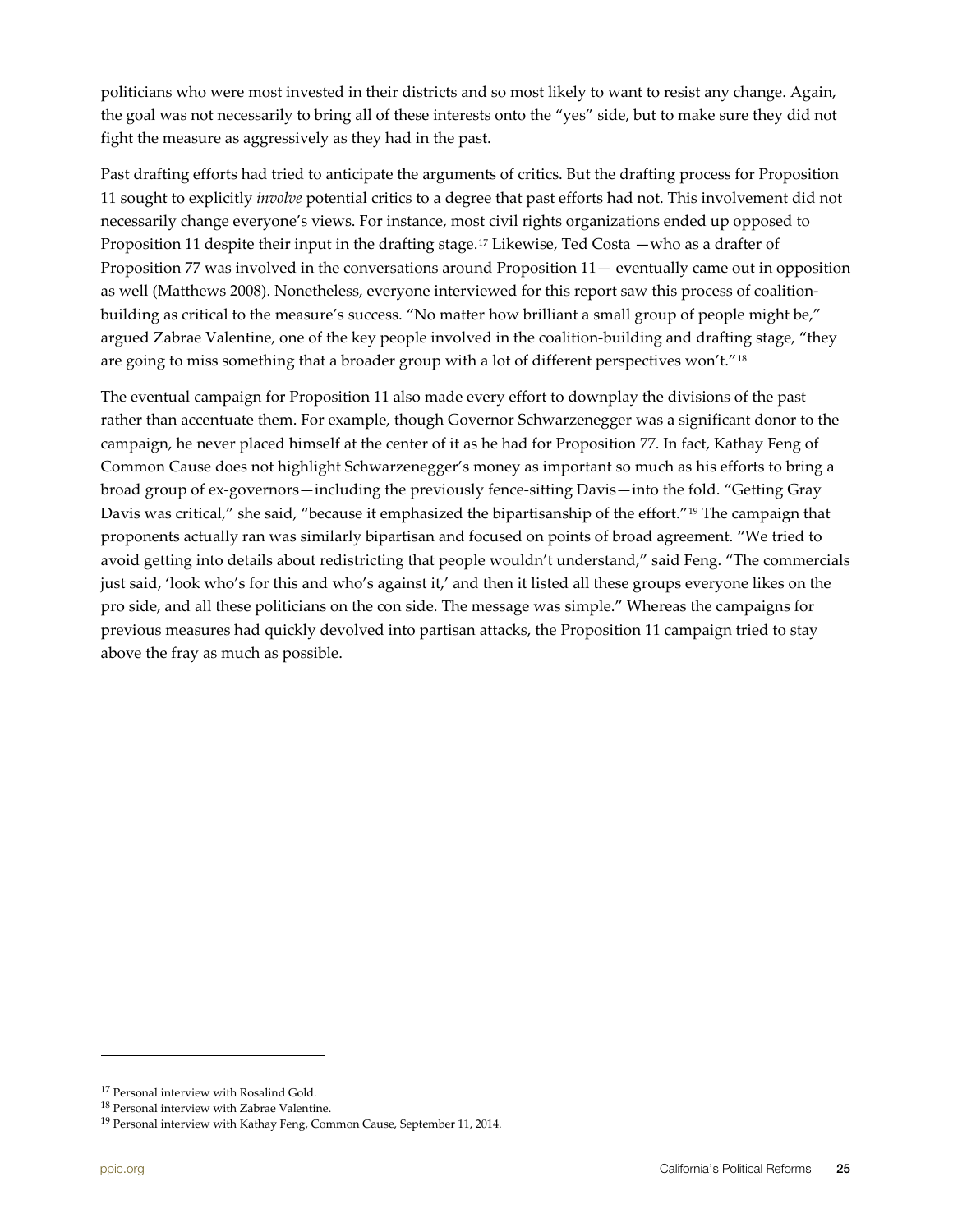politicians who were most invested in their districts and so most likely to want to resist any change. Again, the goal was not necessarily to bring all of these interests onto the "yes" side, but to make sure they did not fight the measure as aggressively as they had in the past.

Past drafting efforts had tried to anticipate the arguments of critics. But the drafting process for Proposition 11 sought to explicitly *involve* potential critics to a degree that past efforts had not. This involvement did not necessarily change everyone's views. For instance, most civil rights organizations ended up opposed to Proposition 11 despite their input in the drafting stage.[17] Likewise, Ted Costa —who as a drafter of Proposition 77 was involved in the conversations around Proposition 11— eventually came out in opposition as well (Matthews 2008). Nonetheless, everyone interviewed for this report saw this process of coalition-building as critical to the measure's success. "No matter how brilliant a small group of people might be," argued Zabrae Valentine, one of the key people involved in the coalition-building and drafting stage, "they are going to miss something that a broader group with a lot of different perspectives won't."[18]

The eventual campaign for Proposition 11 also made every effort to downplay the divisions of the past rather than accentuate them. For example, though Governor Schwarzenegger was a significant donor to the campaign, he never placed himself at the center of it as he had for Proposition 77. In fact, Kathay Feng of Common Cause does not highlight Schwarzenegger's money as important so much as his efforts to bring a broad group of ex-governors—including the previously fence-sitting Davis—into the fold. "Getting Gray Davis was critical," she said, "because it emphasized the bipartisanship of the effort."[19] The campaign that proponents actually ran was similarly bipartisan and focused on points of broad agreement. "We tried to avoid getting into details about redistricting that people wouldn't understand," said Feng. "The commercials just said, 'look who's for this and who's against it,' and then it listed all these groups everyone likes on the pro side, and all these politicians on the con side. The message was simple." Whereas the campaigns for previous measures had quickly devolved into partisan attacks, the Proposition 11 campaign tried to stay above the fray as much as possible.

---

[17] Personal interview with Rosalind Gold.
[18] Personal interview with Zabrae Valentine.
[19] Personal interview with Kathay Feng, Common Cause, September 11, 2014.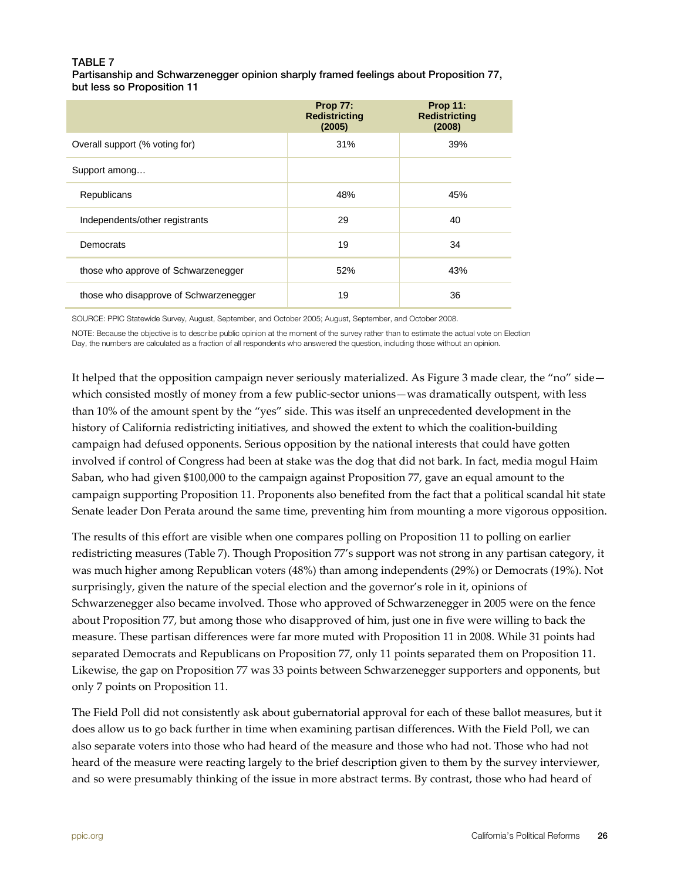**TABLE 7**

**Partisanship and Schwarzenegger opinion sharply framed feelings about Proposition 77, but less so Proposition 11**

| | Prop 77: Redistricting (2005) | Prop 11: Redistricting (2008) |
|---|---|---|
| Overall support (% voting for) | 31% | 39% |
| Support among… | | |
| Republicans | 48% | 45% |
| Independents/other registrants | 29 | 40 |
| Democrats | 19 | 34 |
| those who approve of Schwarzenegger | 52% | 43% |
| those who disapprove of Schwarzenegger | 19 | 36 |

SOURCE: PPIC Statewide Survey, August, September, and October 2005; August, September, and October 2008.

NOTE: Because the objective is to describe public opinion at the moment of the survey rather than to estimate the actual vote on Election Day, the numbers are calculated as a fraction of all respondents who answered the question, including those without an opinion.

It helped that the opposition campaign never seriously materialized. As Figure 3 made clear, the "no" side—which consisted mostly of money from a few public-sector unions—was dramatically outspent, with less than 10% of the amount spent by the "yes" side. This was itself an unprecedented development in the history of California redistricting initiatives, and showed the extent to which the coalition-building campaign had defused opponents. Serious opposition by the national interests that could have gotten involved if control of Congress had been at stake was the dog that did not bark. In fact, media mogul Haim Saban, who had given $100,000 to the campaign against Proposition 77, gave an equal amount to the campaign supporting Proposition 11. Proponents also benefited from the fact that a political scandal hit state Senate leader Don Perata around the same time, preventing him from mounting a more vigorous opposition.

The results of this effort are visible when one compares polling on Proposition 11 to polling on earlier redistricting measures (Table 7). Though Proposition 77's support was not strong in any partisan category, it was much higher among Republican voters (48%) than among independents (29%) or Democrats (19%). Not surprisingly, given the nature of the special election and the governor's role in it, opinions of Schwarzenegger also became involved. Those who approved of Schwarzenegger in 2005 were on the fence about Proposition 77, but among those who disapproved of him, just one in five were willing to back the measure. These partisan differences were far more muted with Proposition 11 in 2008. While 31 points had separated Democrats and Republicans on Proposition 77, only 11 points separated them on Proposition 11. Likewise, the gap on Proposition 77 was 33 points between Schwarzenegger supporters and opponents, but only 7 points on Proposition 11.

The Field Poll did not consistently ask about gubernatorial approval for each of these ballot measures, but it does allow us to go back further in time when examining partisan differences. With the Field Poll, we can also separate voters into those who had heard of the measure and those who had not. Those who had not heard of the measure were reacting largely to the brief description given to them by the survey interviewer, and so were presumably thinking of the issue in more abstract terms. By contrast, those who had heard of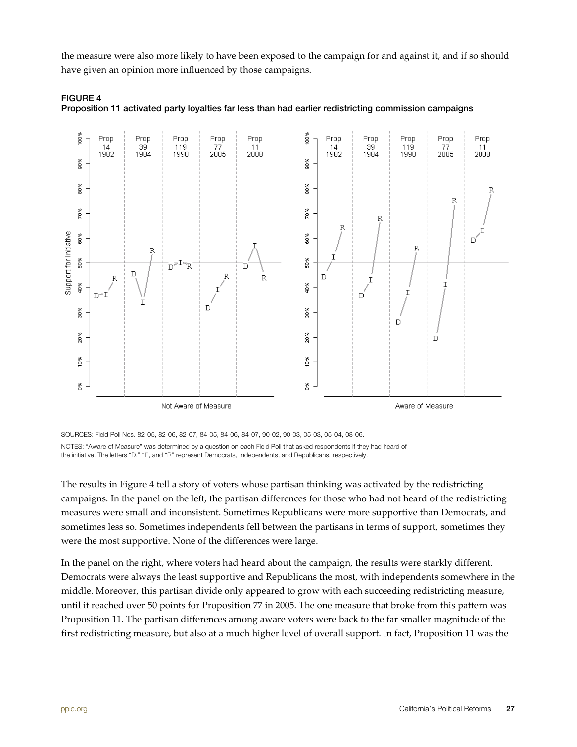the measure were also more likely to have been exposed to the campaign for and against it, and if so should have given an opinion more influenced by those campaigns.

**FIGURE 4**
**Proposition 11 activated party loyalties far less than had earlier redistricting commission campaigns**

SOURCES: Field Poll Nos. 82-05, 82-06, 82-07, 84-05, 84-06, 84-07, 90-02, 90-03, 05-03, 05-04, 08-06.

NOTES: "Aware of Measure" was determined by a question on each Field Poll that asked respondents if they had heard of the initiative. The letters "D," "I", and "R" represent Democrats, independents, and Republicans, respectively.

The results in Figure 4 tell a story of voters whose partisan thinking was activated by the redistricting campaigns. In the panel on the left, the partisan differences for those who had not heard of the redistricting measures were small and inconsistent. Sometimes Republicans were more supportive than Democrats, and sometimes less so. Sometimes independents fell between the partisans in terms of support, sometimes they were the most supportive. None of the differences were large.

In the panel on the right, where voters had heard about the campaign, the results were starkly different. Democrats were always the least supportive and Republicans the most, with independents somewhere in the middle. Moreover, this partisan divide only appeared to grow with each succeeding redistricting measure, until it reached over 50 points for Proposition 77 in 2005. The one measure that broke from this pattern was Proposition 11. The partisan differences among aware voters were back to the far smaller magnitude of the first redistricting measure, but also at a much higher level of overall support. In fact, Proposition 11 was the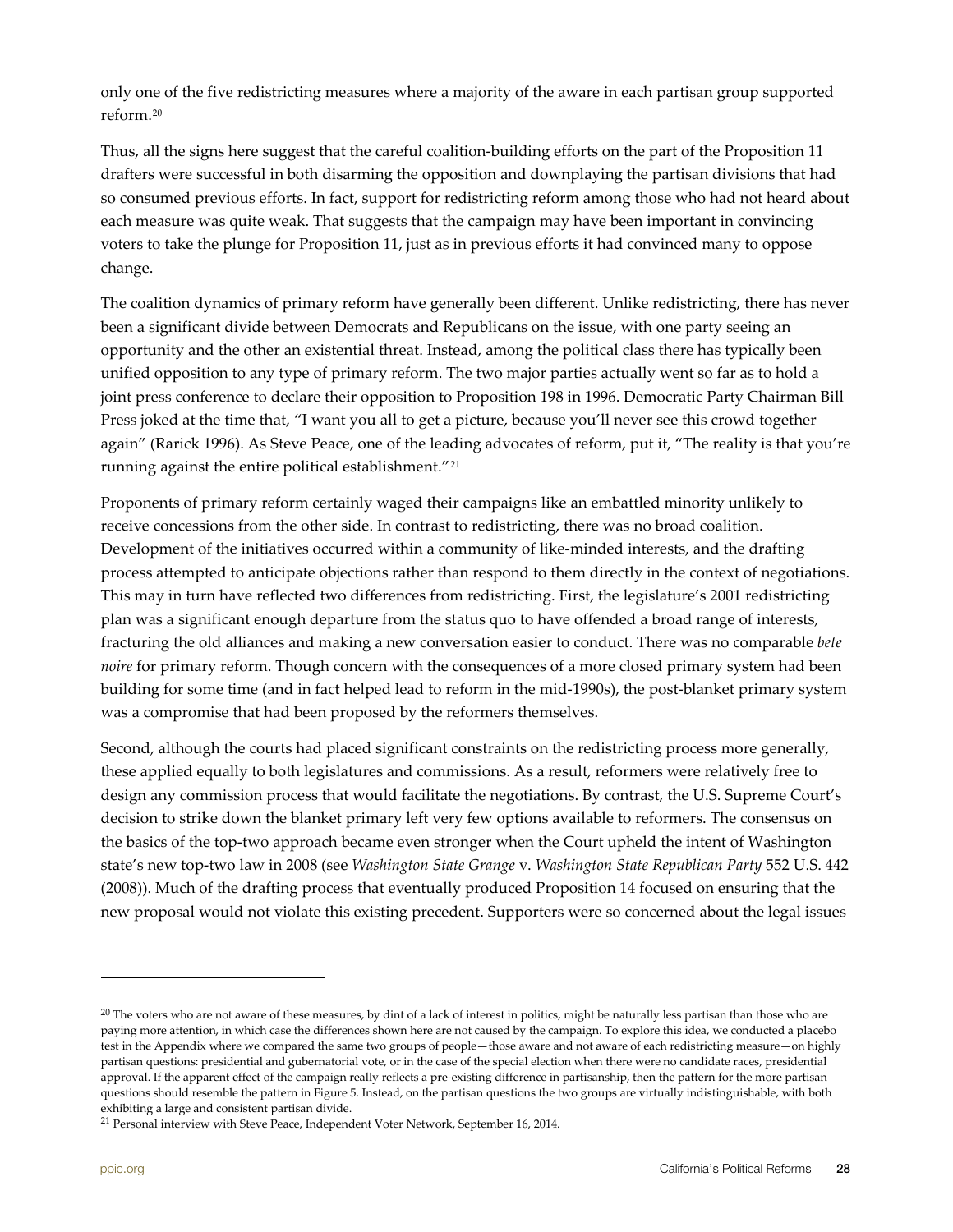only one of the five redistricting measures where a majority of the aware in each partisan group supported reform.[20]

Thus, all the signs here suggest that the careful coalition-building efforts on the part of the Proposition 11 drafters were successful in both disarming the opposition and downplaying the partisan divisions that had so consumed previous efforts. In fact, support for redistricting reform among those who had not heard about each measure was quite weak. That suggests that the campaign may have been important in convincing voters to take the plunge for Proposition 11, just as in previous efforts it had convinced many to oppose change.

The coalition dynamics of primary reform have generally been different. Unlike redistricting, there has never been a significant divide between Democrats and Republicans on the issue, with one party seeing an opportunity and the other an existential threat. Instead, among the political class there has typically been unified opposition to any type of primary reform. The two major parties actually went so far as to hold a joint press conference to declare their opposition to Proposition 198 in 1996. Democratic Party Chairman Bill Press joked at the time that, "I want you all to get a picture, because you'll never see this crowd together again" (Rarick 1996). As Steve Peace, one of the leading advocates of reform, put it, "The reality is that you're running against the entire political establishment."[21]

Proponents of primary reform certainly waged their campaigns like an embattled minority unlikely to receive concessions from the other side. In contrast to redistricting, there was no broad coalition. Development of the initiatives occurred within a community of like-minded interests, and the drafting process attempted to anticipate objections rather than respond to them directly in the context of negotiations. This may in turn have reflected two differences from redistricting. First, the legislature's 2001 redistricting plan was a significant enough departure from the status quo to have offended a broad range of interests, fracturing the old alliances and making a new conversation easier to conduct. There was no comparable *bete noire* for primary reform. Though concern with the consequences of a more closed primary system had been building for some time (and in fact helped lead to reform in the mid-1990s), the post-blanket primary system was a compromise that had been proposed by the reformers themselves.

Second, although the courts had placed significant constraints on the redistricting process more generally, these applied equally to both legislatures and commissions. As a result, reformers were relatively free to design any commission process that would facilitate the negotiations. By contrast, the U.S. Supreme Court's decision to strike down the blanket primary left very few options available to reformers. The consensus on the basics of the top-two approach became even stronger when the Court upheld the intent of Washington state's new top-two law in 2008 (see *Washington State Grange* v. *Washington State Republican Party* 552 U.S. 442 (2008)). Much of the drafting process that eventually produced Proposition 14 focused on ensuring that the new proposal would not violate this existing precedent. Supporters were so concerned about the legal issues

---

[20] The voters who are not aware of these measures, by dint of a lack of interest in politics, might be naturally less partisan than those who are paying more attention, in which case the differences shown here are not caused by the campaign. To explore this idea, we conducted a placebo test in the Appendix where we compared the same two groups of people—those aware and not aware of each redistricting measure—on highly partisan questions: presidential and gubernatorial vote, or in the case of the special election when there were no candidate races, presidential approval. If the apparent effect of the campaign really reflects a pre-existing difference in partisanship, then the pattern for the more partisan questions should resemble the pattern in Figure 5. Instead, on the partisan questions the two groups are virtually indistinguishable, with both exhibiting a large and consistent partisan divide.

[21] Personal interview with Steve Peace, Independent Voter Network, September 16, 2014.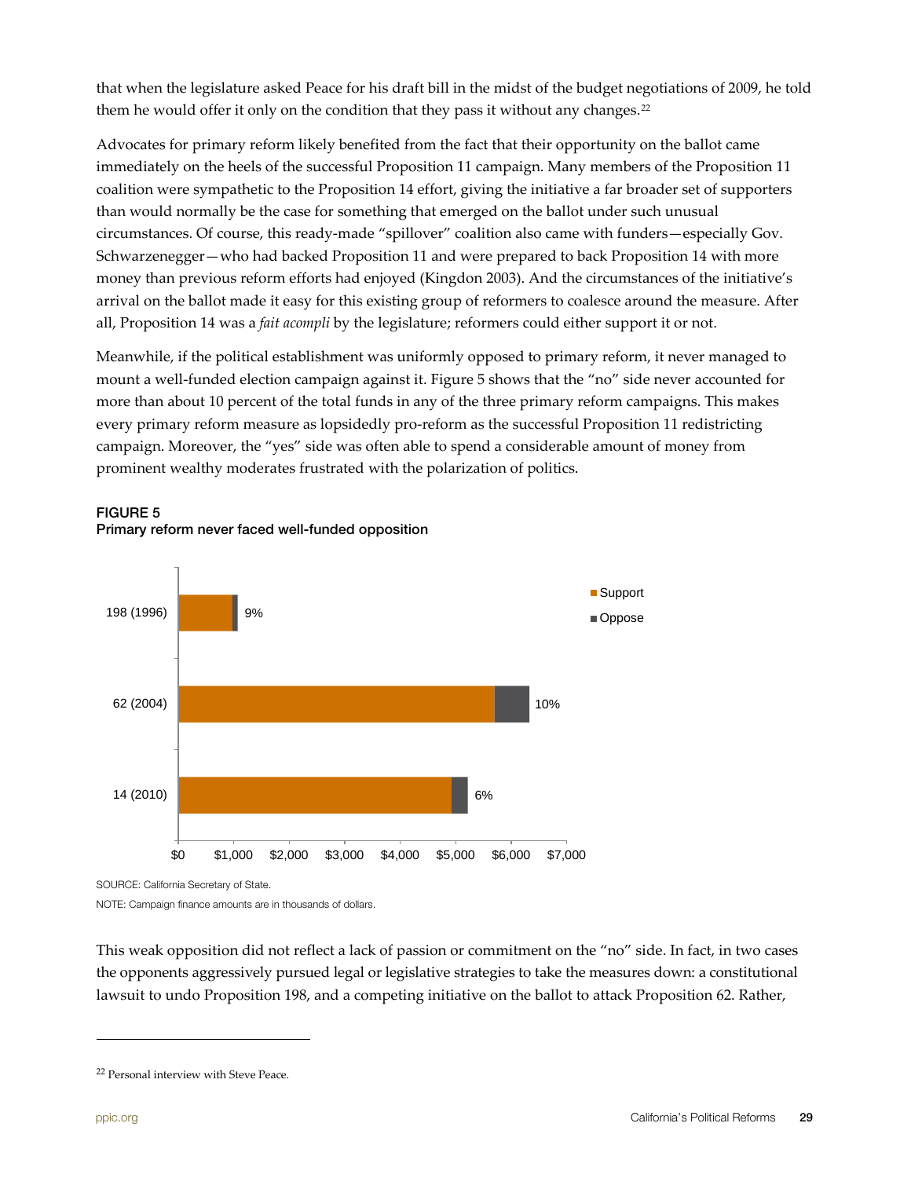that when the legislature asked Peace for his draft bill in the midst of the budget negotiations of 2009, he told them he would offer it only on the condition that they pass it without any changes.[22]

Advocates for primary reform likely benefited from the fact that their opportunity on the ballot came immediately on the heels of the successful Proposition 11 campaign. Many members of the Proposition 11 coalition were sympathetic to the Proposition 14 effort, giving the initiative a far broader set of supporters than would normally be the case for something that emerged on the ballot under such unusual circumstances. Of course, this ready-made "spillover" coalition also came with funders—especially Gov. Schwarzenegger—who had backed Proposition 11 and were prepared to back Proposition 14 with more money than previous reform efforts had enjoyed (Kingdon 2003). And the circumstances of the initiative's arrival on the ballot made it easy for this existing group of reformers to coalesce around the measure. After all, Proposition 14 was a *fait acompli* by the legislature; reformers could either support it or not.

Meanwhile, if the political establishment was uniformly opposed to primary reform, it never managed to mount a well-funded election campaign against it. Figure 5 shows that the "no" side never accounted for more than about 10 percent of the total funds in any of the three primary reform campaigns. This makes every primary reform measure as lopsidedly pro-reform as the successful Proposition 11 redistricting campaign. Moreover, the "yes" side was often able to spend a considerable amount of money from prominent wealthy moderates frustrated with the polarization of politics.

**FIGURE 5**
**Primary reform never faced well-funded opposition**

| Measure | Oppose share |
|---|---|
| 198 (1996) | 9% |
| 62 (2004) | 10% |
| 14 (2010) | 6% |

SOURCE: California Secretary of State.

NOTE: Campaign finance amounts are in thousands of dollars.

This weak opposition did not reflect a lack of passion or commitment on the "no" side. In fact, in two cases the opponents aggressively pursued legal or legislative strategies to take the measures down: a constitutional lawsuit to undo Proposition 198, and a competing initiative on the ballot to attack Proposition 62. Rather,

---

[22] Personal interview with Steve Peace.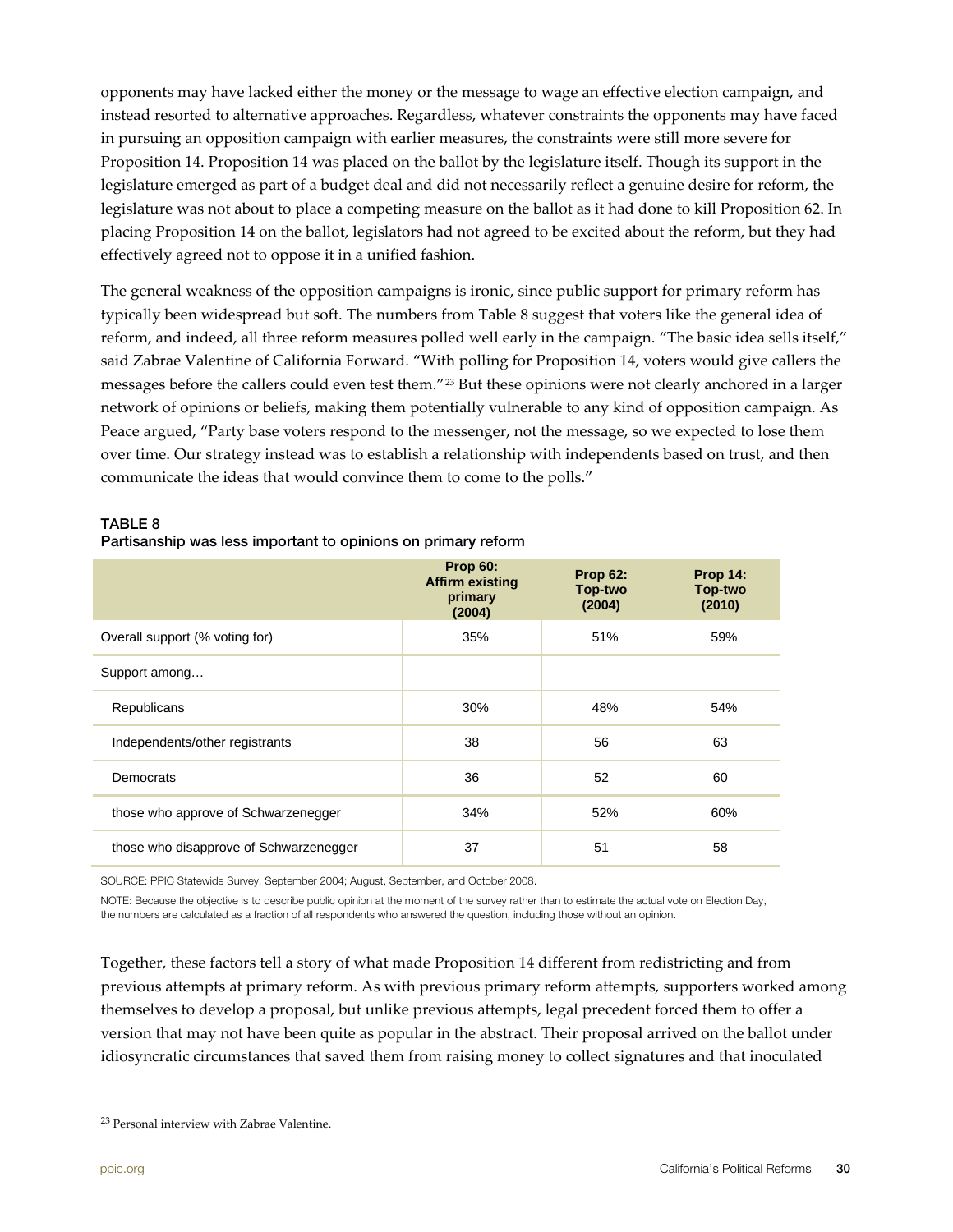opponents may have lacked either the money or the message to wage an effective election campaign, and instead resorted to alternative approaches. Regardless, whatever constraints the opponents may have faced in pursuing an opposition campaign with earlier measures, the constraints were still more severe for Proposition 14. Proposition 14 was placed on the ballot by the legislature itself. Though its support in the legislature emerged as part of a budget deal and did not necessarily reflect a genuine desire for reform, the legislature was not about to place a competing measure on the ballot as it had done to kill Proposition 62. In placing Proposition 14 on the ballot, legislators had not agreed to be excited about the reform, but they had effectively agreed not to oppose it in a unified fashion.

The general weakness of the opposition campaigns is ironic, since public support for primary reform has typically been widespread but soft. The numbers from Table 8 suggest that voters like the general idea of reform, and indeed, all three reform measures polled well early in the campaign. "The basic idea sells itself," said Zabrae Valentine of California Forward. "With polling for Proposition 14, voters would give callers the messages before the callers could even test them."[23] But these opinions were not clearly anchored in a larger network of opinions or beliefs, making them potentially vulnerable to any kind of opposition campaign. As Peace argued, "Party base voters respond to the messenger, not the message, so we expected to lose them over time. Our strategy instead was to establish a relationship with independents based on trust, and then communicate the ideas that would convince them to come to the polls."

**TABLE 8**
**Partisanship was less important to opinions on primary reform**

| | Prop 60: Affirm existing primary (2004) | Prop 62: Top-two (2004) | Prop 14: Top-two (2010) |
|---|---|---|---|
| Overall support (% voting for) | 35% | 51% | 59% |
| Support among… | | | |
| Republicans | 30% | 48% | 54% |
| Independents/other registrants | 38 | 56 | 63 |
| Democrats | 36 | 52 | 60 |
| those who approve of Schwarzenegger | 34% | 52% | 60% |
| those who disapprove of Schwarzenegger | 37 | 51 | 58 |

SOURCE: PPIC Statewide Survey, September 2004; August, September, and October 2008.

NOTE: Because the objective is to describe public opinion at the moment of the survey rather than to estimate the actual vote on Election Day, the numbers are calculated as a fraction of all respondents who answered the question, including those without an opinion.

Together, these factors tell a story of what made Proposition 14 different from redistricting and from previous attempts at primary reform. As with previous primary reform attempts, supporters worked among themselves to develop a proposal, but unlike previous attempts, legal precedent forced them to offer a version that may not have been quite as popular in the abstract. Their proposal arrived on the ballot under idiosyncratic circumstances that saved them from raising money to collect signatures and that inoculated

[23] Personal interview with Zabrae Valentine.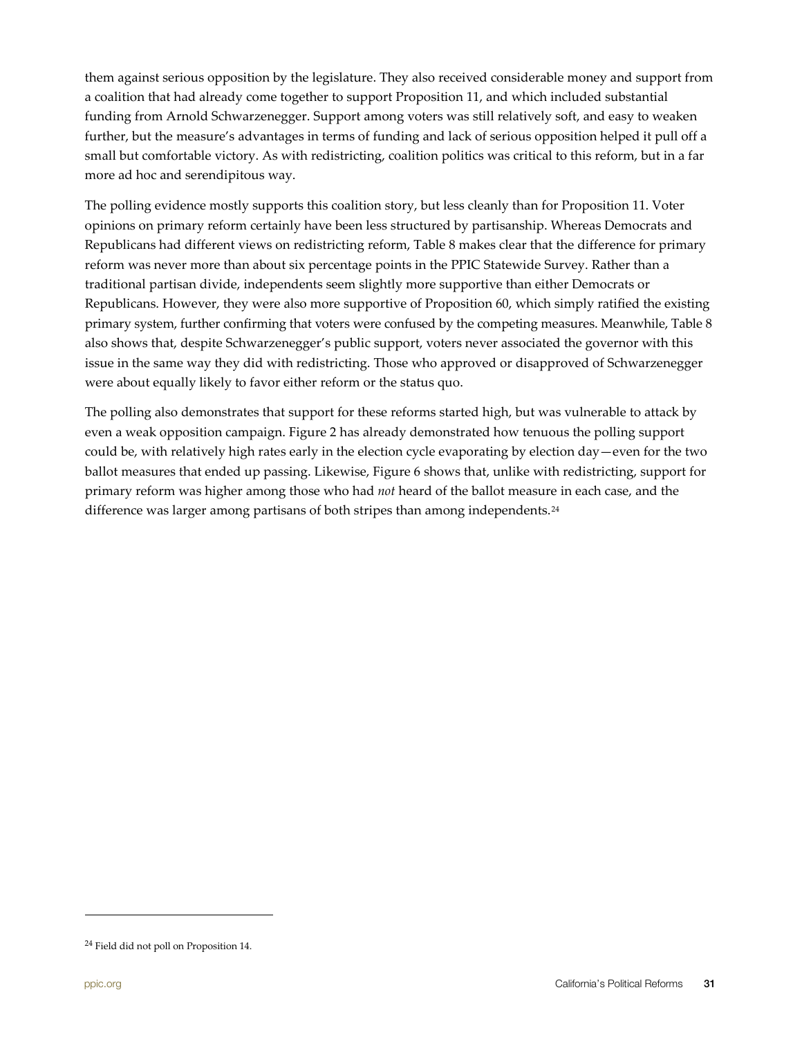them against serious opposition by the legislature. They also received considerable money and support from a coalition that had already come together to support Proposition 11, and which included substantial funding from Arnold Schwarzenegger. Support among voters was still relatively soft, and easy to weaken further, but the measure's advantages in terms of funding and lack of serious opposition helped it pull off a small but comfortable victory. As with redistricting, coalition politics was critical to this reform, but in a far more ad hoc and serendipitous way.

The polling evidence mostly supports this coalition story, but less cleanly than for Proposition 11. Voter opinions on primary reform certainly have been less structured by partisanship. Whereas Democrats and Republicans had different views on redistricting reform, Table 8 makes clear that the difference for primary reform was never more than about six percentage points in the PPIC Statewide Survey. Rather than a traditional partisan divide, independents seem slightly more supportive than either Democrats or Republicans. However, they were also more supportive of Proposition 60, which simply ratified the existing primary system, further confirming that voters were confused by the competing measures. Meanwhile, Table 8 also shows that, despite Schwarzenegger's public support, voters never associated the governor with this issue in the same way they did with redistricting. Those who approved or disapproved of Schwarzenegger were about equally likely to favor either reform or the status quo.

The polling also demonstrates that support for these reforms started high, but was vulnerable to attack by even a weak opposition campaign. Figure 2 has already demonstrated how tenuous the polling support could be, with relatively high rates early in the election cycle evaporating by election day—even for the two ballot measures that ended up passing. Likewise, Figure 6 shows that, unlike with redistricting, support for primary reform was higher among those who had *not* heard of the ballot measure in each case, and the difference was larger among partisans of both stripes than among independents.[24]

---

[24] Field did not poll on Proposition 14.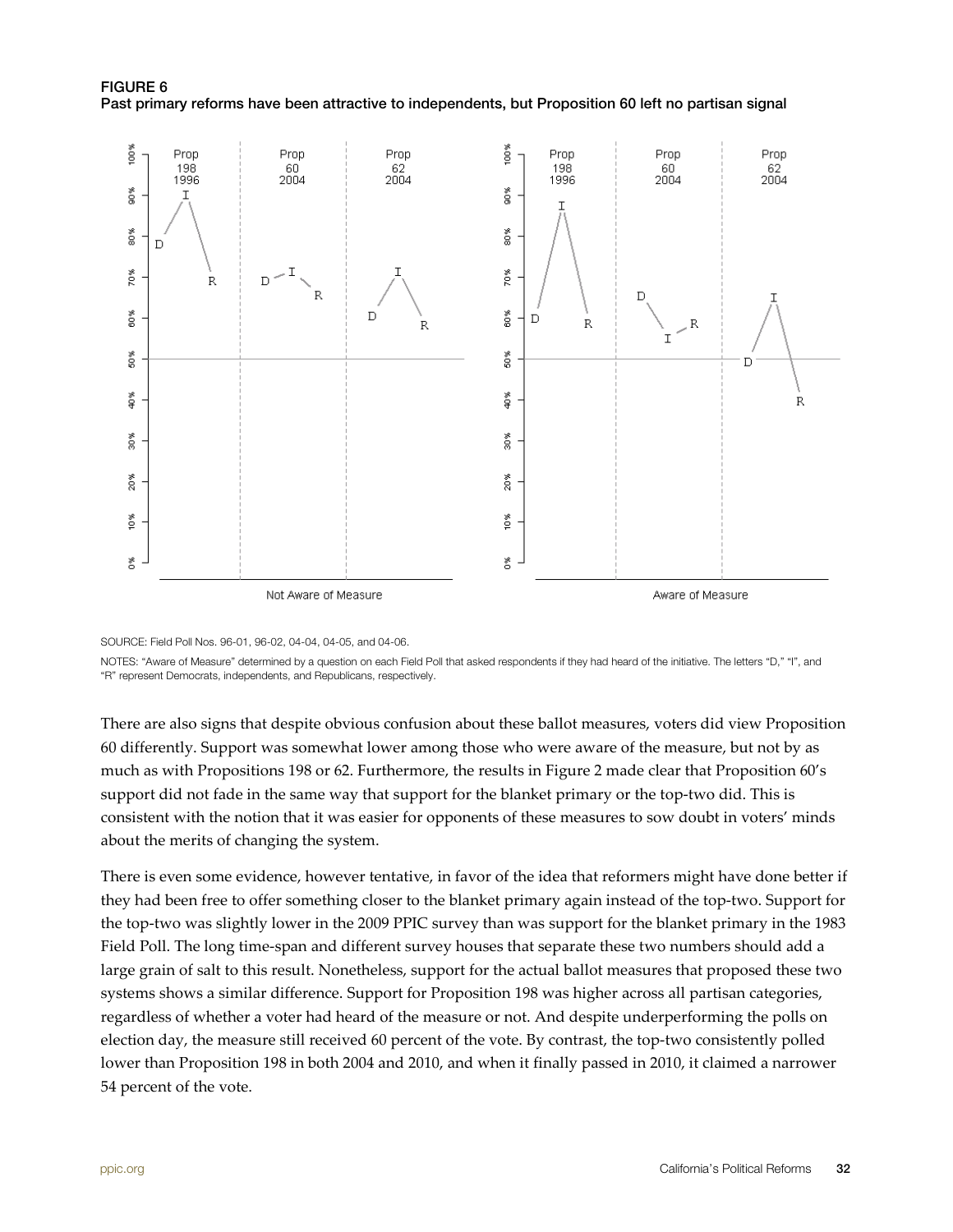**FIGURE 6**
**Past primary reforms have been attractive to independents, but Proposition 60 left no partisan signal**

SOURCE: Field Poll Nos. 96-01, 96-02, 04-04, 04-05, and 04-06.

NOTES: "Aware of Measure" determined by a question on each Field Poll that asked respondents if they had heard of the initiative. The letters "D," "I", and "R" represent Democrats, independents, and Republicans, respectively.

There are also signs that despite obvious confusion about these ballot measures, voters did view Proposition 60 differently. Support was somewhat lower among those who were aware of the measure, but not by as much as with Propositions 198 or 62. Furthermore, the results in Figure 2 made clear that Proposition 60's support did not fade in the same way that support for the blanket primary or the top-two did. This is consistent with the notion that it was easier for opponents of these measures to sow doubt in voters' minds about the merits of changing the system.

There is even some evidence, however tentative, in favor of the idea that reformers might have done better if they had been free to offer something closer to the blanket primary again instead of the top-two. Support for the top-two was slightly lower in the 2009 PPIC survey than was support for the blanket primary in the 1983 Field Poll. The long time-span and different survey houses that separate these two numbers should add a large grain of salt to this result. Nonetheless, support for the actual ballot measures that proposed these two systems shows a similar difference. Support for Proposition 198 was higher across all partisan categories, regardless of whether a voter had heard of the measure or not. And despite underperforming the polls on election day, the measure still received 60 percent of the vote. By contrast, the top-two consistently polled lower than Proposition 198 in both 2004 and 2010, and when it finally passed in 2010, it claimed a narrower 54 percent of the vote.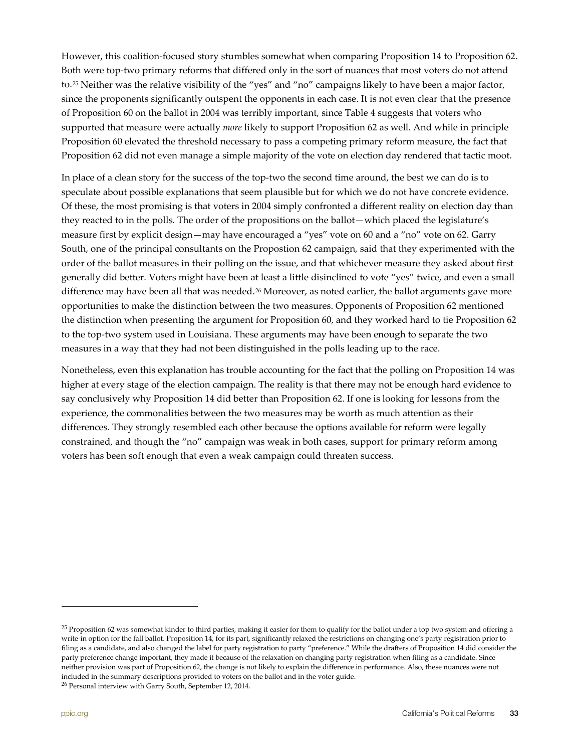However, this coalition-focused story stumbles somewhat when comparing Proposition 14 to Proposition 62. Both were top-two primary reforms that differed only in the sort of nuances that most voters do not attend to.[25] Neither was the relative visibility of the "yes" and "no" campaigns likely to have been a major factor, since the proponents significantly outspent the opponents in each case. It is not even clear that the presence of Proposition 60 on the ballot in 2004 was terribly important, since Table 4 suggests that voters who supported that measure were actually *more* likely to support Proposition 62 as well. And while in principle Proposition 60 elevated the threshold necessary to pass a competing primary reform measure, the fact that Proposition 62 did not even manage a simple majority of the vote on election day rendered that tactic moot.

In place of a clean story for the success of the top-two the second time around, the best we can do is to speculate about possible explanations that seem plausible but for which we do not have concrete evidence. Of these, the most promising is that voters in 2004 simply confronted a different reality on election day than they reacted to in the polls. The order of the propositions on the ballot—which placed the legislature's measure first by explicit design—may have encouraged a "yes" vote on 60 and a "no" vote on 62. Garry South, one of the principal consultants on the Propostion 62 campaign, said that they experimented with the order of the ballot measures in their polling on the issue, and that whichever measure they asked about first generally did better. Voters might have been at least a little disinclined to vote "yes" twice, and even a small difference may have been all that was needed.[26] Moreover, as noted earlier, the ballot arguments gave more opportunities to make the distinction between the two measures. Opponents of Proposition 62 mentioned the distinction when presenting the argument for Proposition 60, and they worked hard to tie Proposition 62 to the top-two system used in Louisiana. These arguments may have been enough to separate the two measures in a way that they had not been distinguished in the polls leading up to the race.

Nonetheless, even this explanation has trouble accounting for the fact that the polling on Proposition 14 was higher at every stage of the election campaign. The reality is that there may not be enough hard evidence to say conclusively why Proposition 14 did better than Proposition 62. If one is looking for lessons from the experience, the commonalities between the two measures may be worth as much attention as their differences. They strongly resembled each other because the options available for reform were legally constrained, and though the "no" campaign was weak in both cases, support for primary reform among voters has been soft enough that even a weak campaign could threaten success.

---

[25] Proposition 62 was somewhat kinder to third parties, making it easier for them to qualify for the ballot under a top two system and offering a write-in option for the fall ballot. Proposition 14, for its part, significantly relaxed the restrictions on changing one's party registration prior to filing as a candidate, and also changed the label for party registration to party "preference." While the drafters of Proposition 14 did consider the party preference change important, they made it because of the relaxation on changing party registration when filing as a candidate. Since neither provision was part of Proposition 62, the change is not likely to explain the difference in performance. Also, these nuances were not included in the summary descriptions provided to voters on the ballot and in the voter guide.

[26] Personal interview with Garry South, September 12, 2014.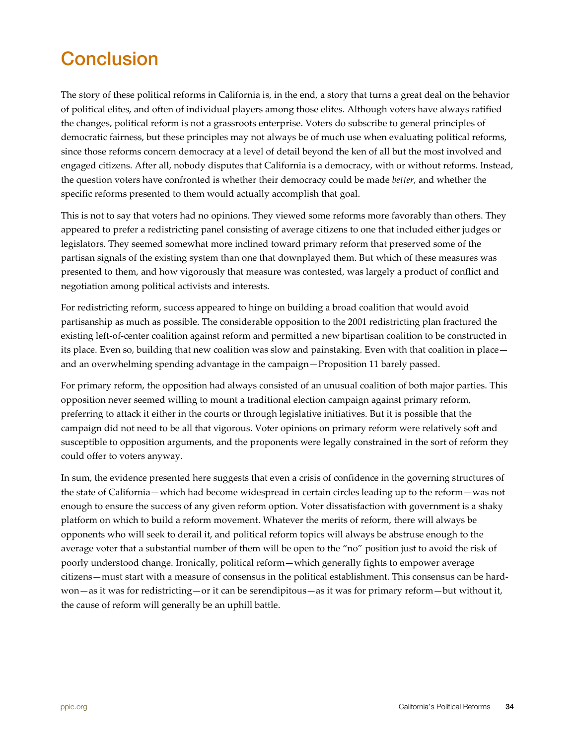# Conclusion

The story of these political reforms in California is, in the end, a story that turns a great deal on the behavior of political elites, and often of individual players among those elites. Although voters have always ratified the changes, political reform is not a grassroots enterprise. Voters do subscribe to general principles of democratic fairness, but these principles may not always be of much use when evaluating political reforms, since those reforms concern democracy at a level of detail beyond the ken of all but the most involved and engaged citizens. After all, nobody disputes that California is a democracy, with or without reforms. Instead, the question voters have confronted is whether their democracy could be made *better*, and whether the specific reforms presented to them would actually accomplish that goal.

This is not to say that voters had no opinions. They viewed some reforms more favorably than others. They appeared to prefer a redistricting panel consisting of average citizens to one that included either judges or legislators. They seemed somewhat more inclined toward primary reform that preserved some of the partisan signals of the existing system than one that downplayed them. But which of these measures was presented to them, and how vigorously that measure was contested, was largely a product of conflict and negotiation among political activists and interests.

For redistricting reform, success appeared to hinge on building a broad coalition that would avoid partisanship as much as possible. The considerable opposition to the 2001 redistricting plan fractured the existing left-of-center coalition against reform and permitted a new bipartisan coalition to be constructed in its place. Even so, building that new coalition was slow and painstaking. Even with that coalition in place—and an overwhelming spending advantage in the campaign—Proposition 11 barely passed.

For primary reform, the opposition had always consisted of an unusual coalition of both major parties. This opposition never seemed willing to mount a traditional election campaign against primary reform, preferring to attack it either in the courts or through legislative initiatives. But it is possible that the campaign did not need to be all that vigorous. Voter opinions on primary reform were relatively soft and susceptible to opposition arguments, and the proponents were legally constrained in the sort of reform they could offer to voters anyway.

In sum, the evidence presented here suggests that even a crisis of confidence in the governing structures of the state of California—which had become widespread in certain circles leading up to the reform—was not enough to ensure the success of any given reform option. Voter dissatisfaction with government is a shaky platform on which to build a reform movement. Whatever the merits of reform, there will always be opponents who will seek to derail it, and political reform topics will always be abstruse enough to the average voter that a substantial number of them will be open to the "no" position just to avoid the risk of poorly understood change. Ironically, political reform—which generally fights to empower average citizens—must start with a measure of consensus in the political establishment. This consensus can be hard-won—as it was for redistricting—or it can be serendipitous—as it was for primary reform—but without it, the cause of reform will generally be an uphill battle.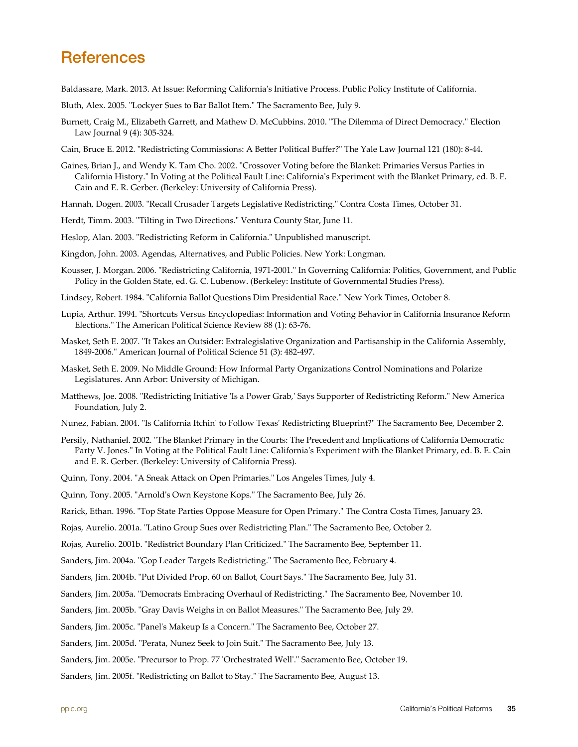## References

Baldassare, Mark. 2013. At Issue: Reforming California's Initiative Process. Public Policy Institute of California.

Bluth, Alex. 2005. "Lockyer Sues to Bar Ballot Item." The Sacramento Bee, July 9.

Burnett, Craig M., Elizabeth Garrett, and Mathew D. McCubbins. 2010. "The Dilemma of Direct Democracy." Election Law Journal 9 (4): 305-324.

Cain, Bruce E. 2012. "Redistricting Commissions: A Better Political Buffer?" The Yale Law Journal 121 (180): 8-44.

Gaines, Brian J., and Wendy K. Tam Cho. 2002. "Crossover Voting before the Blanket: Primaries Versus Parties in California History." In Voting at the Political Fault Line: California's Experiment with the Blanket Primary, ed. B. E. Cain and E. R. Gerber. (Berkeley: University of California Press).

Hannah, Dogen. 2003. "Recall Crusader Targets Legislative Redistricting." Contra Costa Times, October 31.

Herdt, Timm. 2003. "Tilting in Two Directions." Ventura County Star, June 11.

Heslop, Alan. 2003. "Redistricting Reform in California." Unpublished manuscript.

Kingdon, John. 2003. Agendas, Alternatives, and Public Policies. New York: Longman.

Kousser, J. Morgan. 2006. "Redistricting California, 1971-2001." In Governing California: Politics, Government, and Public Policy in the Golden State, ed. G. C. Lubenow. (Berkeley: Institute of Governmental Studies Press).

Lindsey, Robert. 1984. "California Ballot Questions Dim Presidential Race." New York Times, October 8.

Lupia, Arthur. 1994. "Shortcuts Versus Encyclopedias: Information and Voting Behavior in California Insurance Reform Elections." The American Political Science Review 88 (1): 63-76.

Masket, Seth E. 2007. "It Takes an Outsider: Extralegislative Organization and Partisanship in the California Assembly, 1849-2006." American Journal of Political Science 51 (3): 482-497.

Masket, Seth E. 2009. No Middle Ground: How Informal Party Organizations Control Nominations and Polarize Legislatures. Ann Arbor: University of Michigan.

Matthews, Joe. 2008. "Redistricting Initiative 'Is a Power Grab,' Says Supporter of Redistricting Reform." New America Foundation, July 2.

Nunez, Fabian. 2004. "Is California Itchin' to Follow Texas' Redistricting Blueprint?" The Sacramento Bee, December 2.

Persily, Nathaniel. 2002. "The Blanket Primary in the Courts: The Precedent and Implications of California Democratic Party V. Jones." In Voting at the Political Fault Line: California's Experiment with the Blanket Primary, ed. B. E. Cain and E. R. Gerber. (Berkeley: University of California Press).

Quinn, Tony. 2004. "A Sneak Attack on Open Primaries." Los Angeles Times, July 4.

Quinn, Tony. 2005. "Arnold's Own Keystone Kops." The Sacramento Bee, July 26.

Rarick, Ethan. 1996. "Top State Parties Oppose Measure for Open Primary." The Contra Costa Times, January 23.

Rojas, Aurelio. 2001a. "Latino Group Sues over Redistricting Plan." The Sacramento Bee, October 2.

Rojas, Aurelio. 2001b. "Redistrict Boundary Plan Criticized." The Sacramento Bee, September 11.

Sanders, Jim. 2004a. "Gop Leader Targets Redistricting." The Sacramento Bee, February 4.

Sanders, Jim. 2004b. "Put Divided Prop. 60 on Ballot, Court Says." The Sacramento Bee, July 31.

Sanders, Jim. 2005a. "Democrats Embracing Overhaul of Redistricting." The Sacramento Bee, November 10.

Sanders, Jim. 2005b. "Gray Davis Weighs in on Ballot Measures." The Sacramento Bee, July 29.

Sanders, Jim. 2005c. "Panel's Makeup Is a Concern." The Sacramento Bee, October 27.

Sanders, Jim. 2005d. "Perata, Nunez Seek to Join Suit." The Sacramento Bee, July 13.

Sanders, Jim. 2005e. "Precursor to Prop. 77 'Orchestrated Well'." Sacramento Bee, October 19.

Sanders, Jim. 2005f. "Redistricting on Ballot to Stay." The Sacramento Bee, August 13.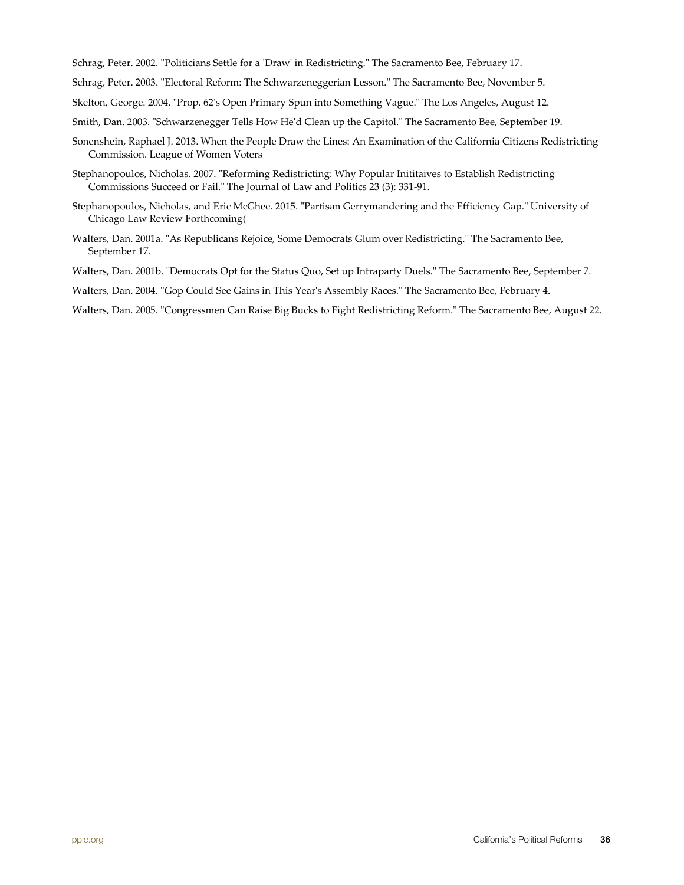Schrag, Peter. 2002. "Politicians Settle for a 'Draw' in Redistricting." The Sacramento Bee, February 17.

Schrag, Peter. 2003. "Electoral Reform: The Schwarzeneggerian Lesson." The Sacramento Bee, November 5.

Skelton, George. 2004. "Prop. 62's Open Primary Spun into Something Vague." The Los Angeles, August 12.

Smith, Dan. 2003. "Schwarzenegger Tells How He'd Clean up the Capitol." The Sacramento Bee, September 19.

Sonenshein, Raphael J. 2013. When the People Draw the Lines: An Examination of the California Citizens Redistricting Commission. League of Women Voters

Stephanopoulos, Nicholas. 2007. "Reforming Redistricting: Why Popular Inititaives to Establish Redistricting Commissions Succeed or Fail." The Journal of Law and Politics 23 (3): 331-91.

Stephanopoulos, Nicholas, and Eric McGhee. 2015. "Partisan Gerrymandering and the Efficiency Gap." University of Chicago Law Review Forthcoming(

Walters, Dan. 2001a. "As Republicans Rejoice, Some Democrats Glum over Redistricting." The Sacramento Bee, September 17.

Walters, Dan. 2001b. "Democrats Opt for the Status Quo, Set up Intraparty Duels." The Sacramento Bee, September 7.

Walters, Dan. 2004. "Gop Could See Gains in This Year's Assembly Races." The Sacramento Bee, February 4.

Walters, Dan. 2005. "Congressmen Can Raise Big Bucks to Fight Redistricting Reform." The Sacramento Bee, August 22.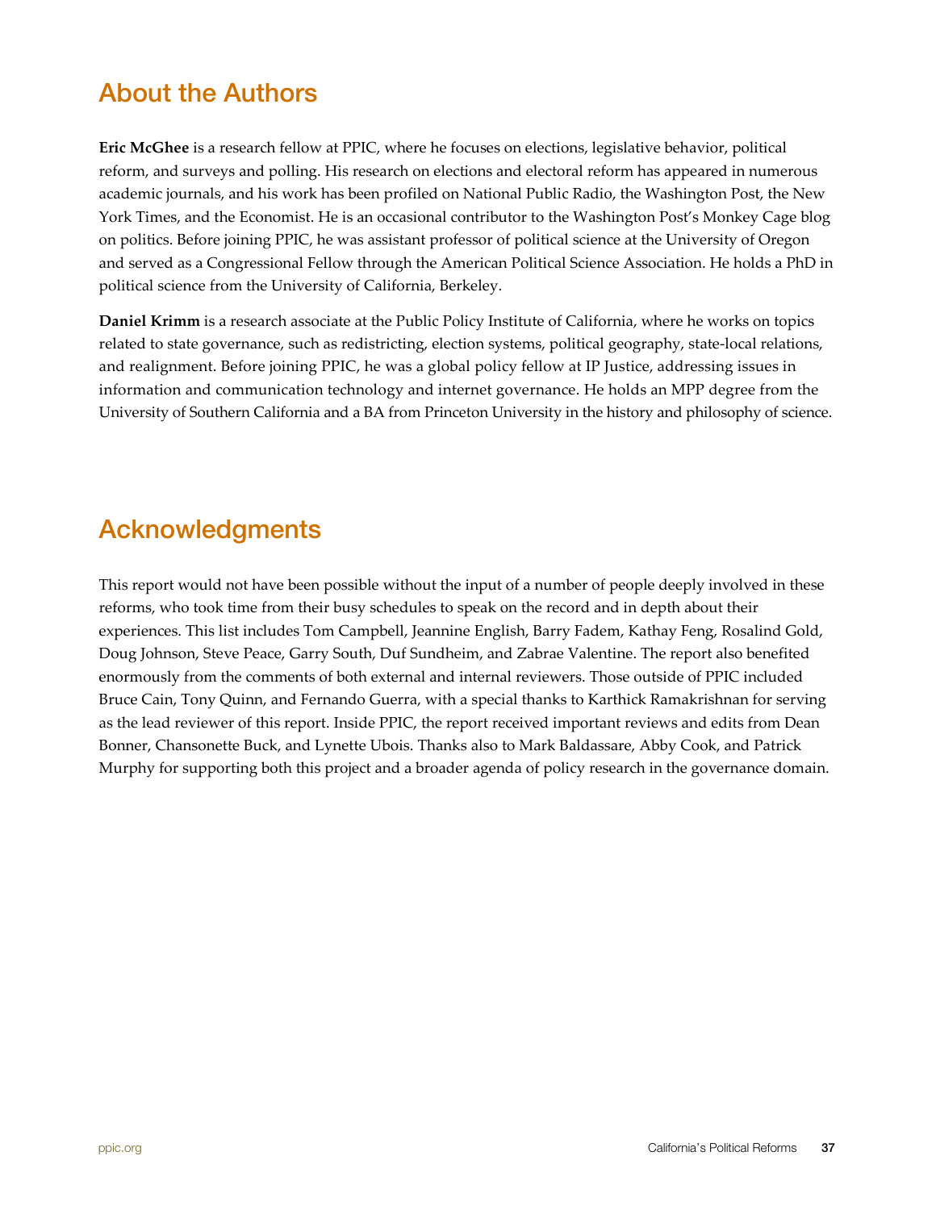## About the Authors

**Eric McGhee** is a research fellow at PPIC, where he focuses on elections, legislative behavior, political reform, and surveys and polling. His research on elections and electoral reform has appeared in numerous academic journals, and his work has been profiled on National Public Radio, the Washington Post, the New York Times, and the Economist. He is an occasional contributor to the Washington Post's Monkey Cage blog on politics. Before joining PPIC, he was assistant professor of political science at the University of Oregon and served as a Congressional Fellow through the American Political Science Association. He holds a PhD in political science from the University of California, Berkeley.

**Daniel Krimm** is a research associate at the Public Policy Institute of California, where he works on topics related to state governance, such as redistricting, election systems, political geography, state-local relations, and realignment. Before joining PPIC, he was a global policy fellow at IP Justice, addressing issues in information and communication technology and internet governance. He holds an MPP degree from the University of Southern California and a BA from Princeton University in the history and philosophy of science.

## Acknowledgments

This report would not have been possible without the input of a number of people deeply involved in these reforms, who took time from their busy schedules to speak on the record and in depth about their experiences. This list includes Tom Campbell, Jeannine English, Barry Fadem, Kathay Feng, Rosalind Gold, Doug Johnson, Steve Peace, Garry South, Duf Sundheim, and Zabrae Valentine. The report also benefited enormously from the comments of both external and internal reviewers. Those outside of PPIC included Bruce Cain, Tony Quinn, and Fernando Guerra, with a special thanks to Karthick Ramakrishnan for serving as the lead reviewer of this report. Inside PPIC, the report received important reviews and edits from Dean Bonner, Chansonette Buck, and Lynette Ubois. Thanks also to Mark Baldassare, Abby Cook, and Patrick Murphy for supporting both this project and a broader agenda of policy research in the governance domain.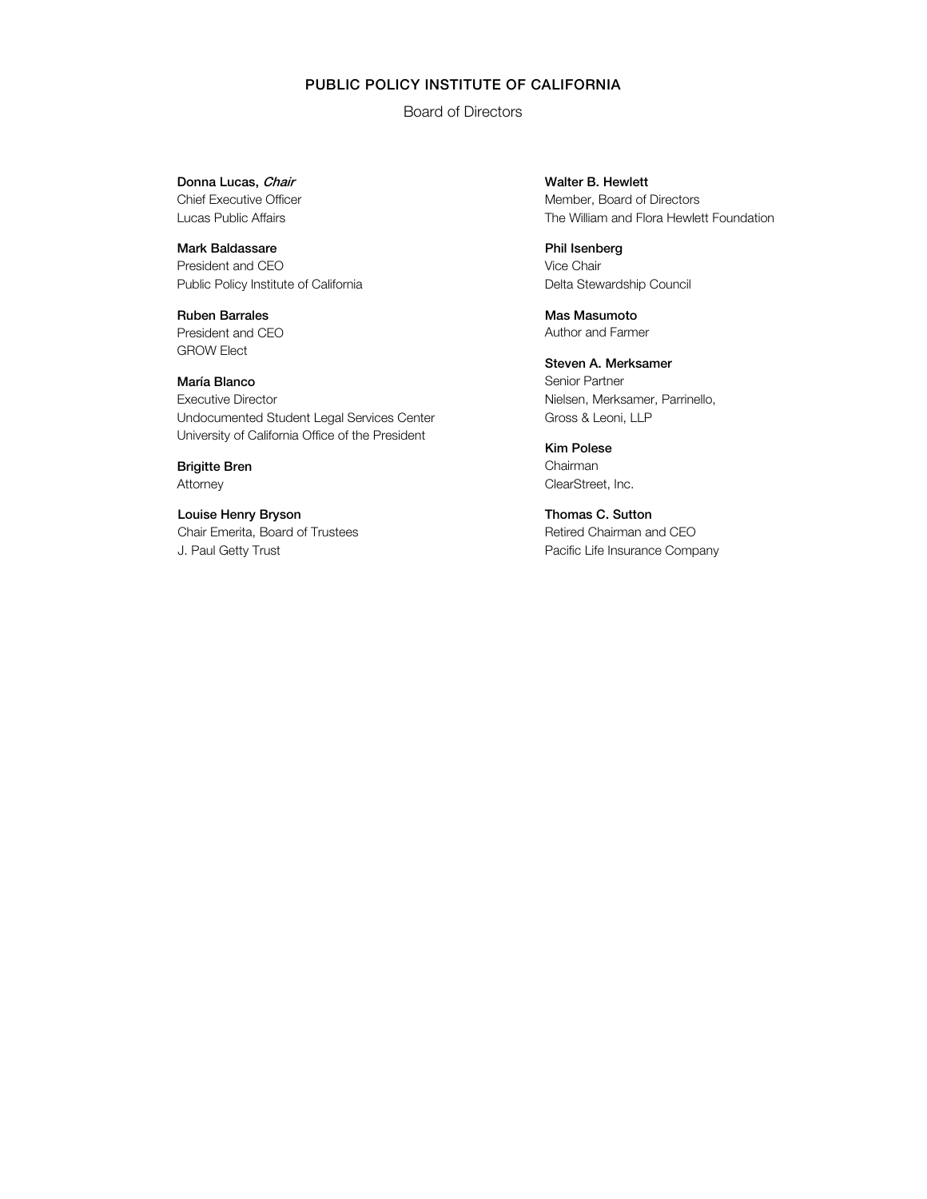# PUBLIC POLICY INSTITUTE OF CALIFORNIA

## Board of Directors

**Donna Lucas**, ***Chair***
Chief Executive Officer
Lucas Public Affairs

**Mark Baldassare**
President and CEO
Public Policy Institute of California

**Ruben Barrales**
President and CEO
GROW Elect

**María Blanco**
Executive Director
Undocumented Student Legal Services Center
University of California Office of the President

**Brigitte Bren**
Attorney

**Louise Henry Bryson**
Chair Emerita, Board of Trustees
J. Paul Getty Trust

**Walter B. Hewlett**
Member, Board of Directors
The William and Flora Hewlett Foundation

**Phil Isenberg**
Vice Chair
Delta Stewardship Council

**Mas Masumoto**
Author and Farmer

**Steven A. Merksamer**
Senior Partner
Nielsen, Merksamer, Parrinello,
Gross & Leoni, LLP

**Kim Polese**
Chairman
ClearStreet, Inc.

**Thomas C. Sutton**
Retired Chairman and CEO
Pacific Life Insurance Company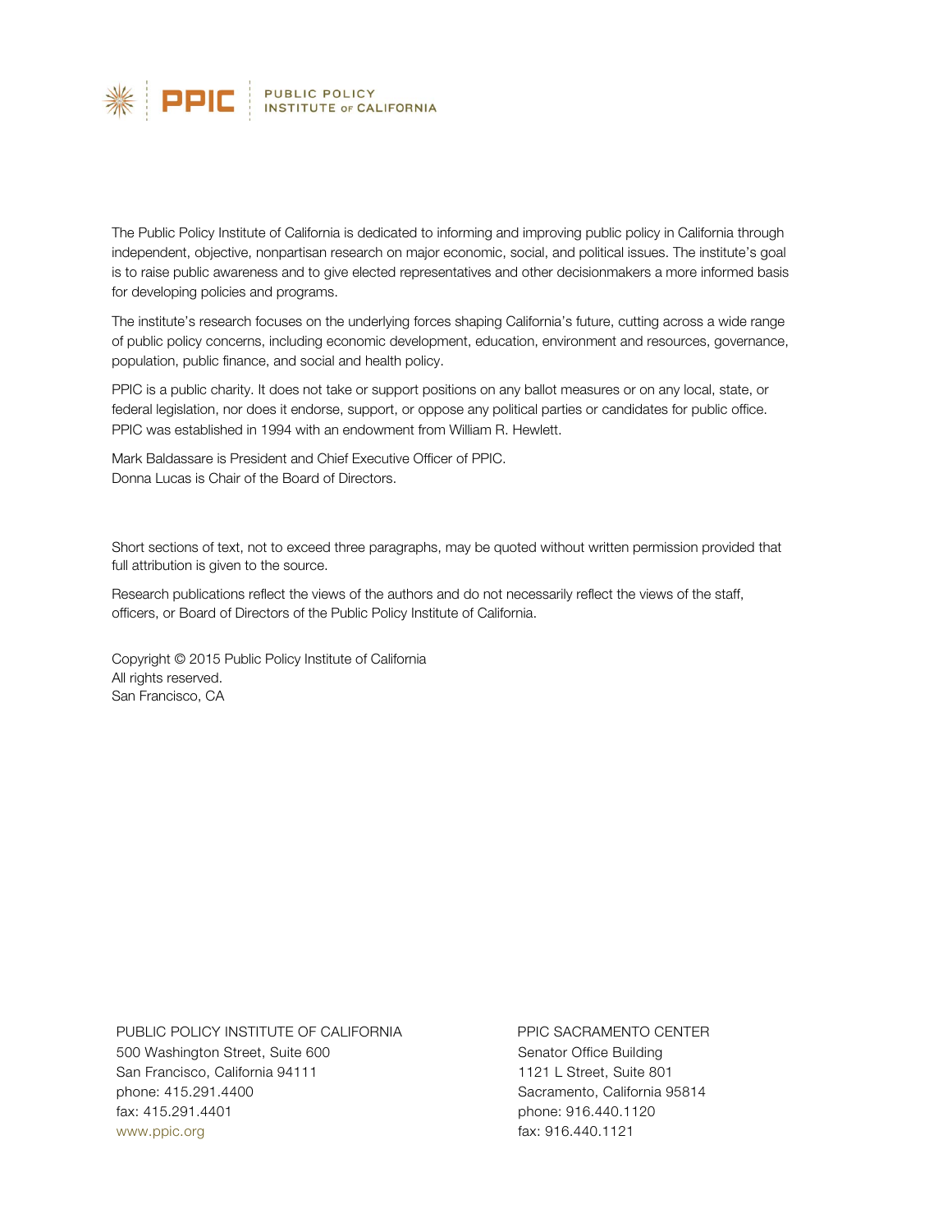PPIC | PUBLIC POLICY INSTITUTE OF CALIFORNIA

The Public Policy Institute of California is dedicated to informing and improving public policy in California through independent, objective, nonpartisan research on major economic, social, and political issues. The institute's goal is to raise public awareness and to give elected representatives and other decisionmakers a more informed basis for developing policies and programs.

The institute's research focuses on the underlying forces shaping California's future, cutting across a wide range of public policy concerns, including economic development, education, environment and resources, governance, population, public finance, and social and health policy.

PPIC is a public charity. It does not take or support positions on any ballot measures or on any local, state, or federal legislation, nor does it endorse, support, or oppose any political parties or candidates for public office. PPIC was established in 1994 with an endowment from William R. Hewlett.

Mark Baldassare is President and Chief Executive Officer of PPIC.
Donna Lucas is Chair of the Board of Directors.

Short sections of text, not to exceed three paragraphs, may be quoted without written permission provided that full attribution is given to the source.

Research publications reflect the views of the authors and do not necessarily reflect the views of the staff, officers, or Board of Directors of the Public Policy Institute of California.

Copyright © 2015 Public Policy Institute of California
All rights reserved.
San Francisco, CA

PUBLIC POLICY INSTITUTE OF CALIFORNIA
500 Washington Street, Suite 600
San Francisco, California 94111
phone: 415.291.4400
fax: 415.291.4401
www.ppic.org

PPIC SACRAMENTO CENTER
Senator Office Building
1121 L Street, Suite 801
Sacramento, California 95814
phone: 916.440.1120
fax: 916.440.1121